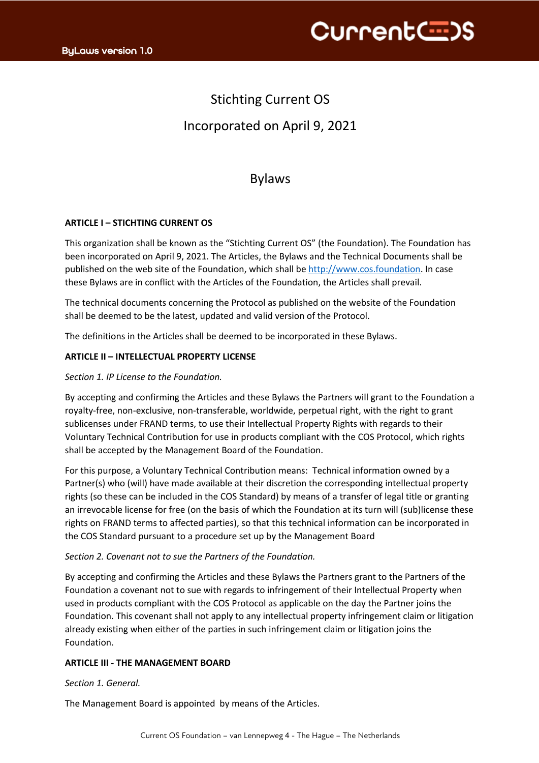# Stichting Current OS

Incorporated on April 9, 2021

## Bylaws

**ARTICLE I – STICHTING CURRENT OS**

This organization shall be known as the "Stichting Current OS" (the Foundation). The Foundation has been incorporated on April 9, 2021. The Articles, the Bylaws and the Technical Documents shall be published on the web site of the Foundation, which shall be http://www.cos.foundation. In case these Bylaws are in conflict with the Articles of the Foundation, the Articles shall prevail.

The technical documents concerning the Protocol as published on the website of the Foundation shall be deemed to be the latest, updated and valid version of the Protocol.

The definitions in the Articles shall be deemed to be incorporated in these Bylaws.

**ARTICLE II – INTELLECTUAL PROPERTY LICENSE**

*Section 1. IP License to the Foundation.*

By accepting and confirming the Articles and these Bylaws the Partners will grant to the Foundation a royalty-free, non-exclusive, non-transferable, worldwide, perpetual right, with the right to grant sublicenses under FRAND terms, to use their Intellectual Property Rights with regards to their Voluntary Technical Contribution for use in products compliant with the COS Protocol, which rights shall be accepted by the Management Board of the Foundation.

For this purpose, a Voluntary Technical Contribution means: Technical information owned by a Partner(s) who (will) have made available at their discretion the corresponding intellectual property rights (so these can be included in the COS Standard) by means of a transfer of legal title or granting an irrevocable license for free (on the basis of which the Foundation at its turn will (sub)license these rights on FRAND terms to affected parties), so that this technical information can be incorporated in the COS Standard pursuant to a procedure set up by the Management Board

*Section 2. Covenant not to sue the Partners of the Foundation.*

By accepting and confirming the Articles and these Bylaws the Partners grant to the Partners of the Foundation a covenant not to sue with regards to infringement of their Intellectual Property when used in products compliant with the COS Protocol as applicable on the day the Partner joins the Foundation. This covenant shall not apply to any intellectual property infringement claim or litigation already existing when either of the parties in such infringement claim or litigation joins the Foundation.

**ARTICLE III - THE MANAGEMENT BOARD**

*Section 1. General.*

The Management Board is appointed by means of the Articles.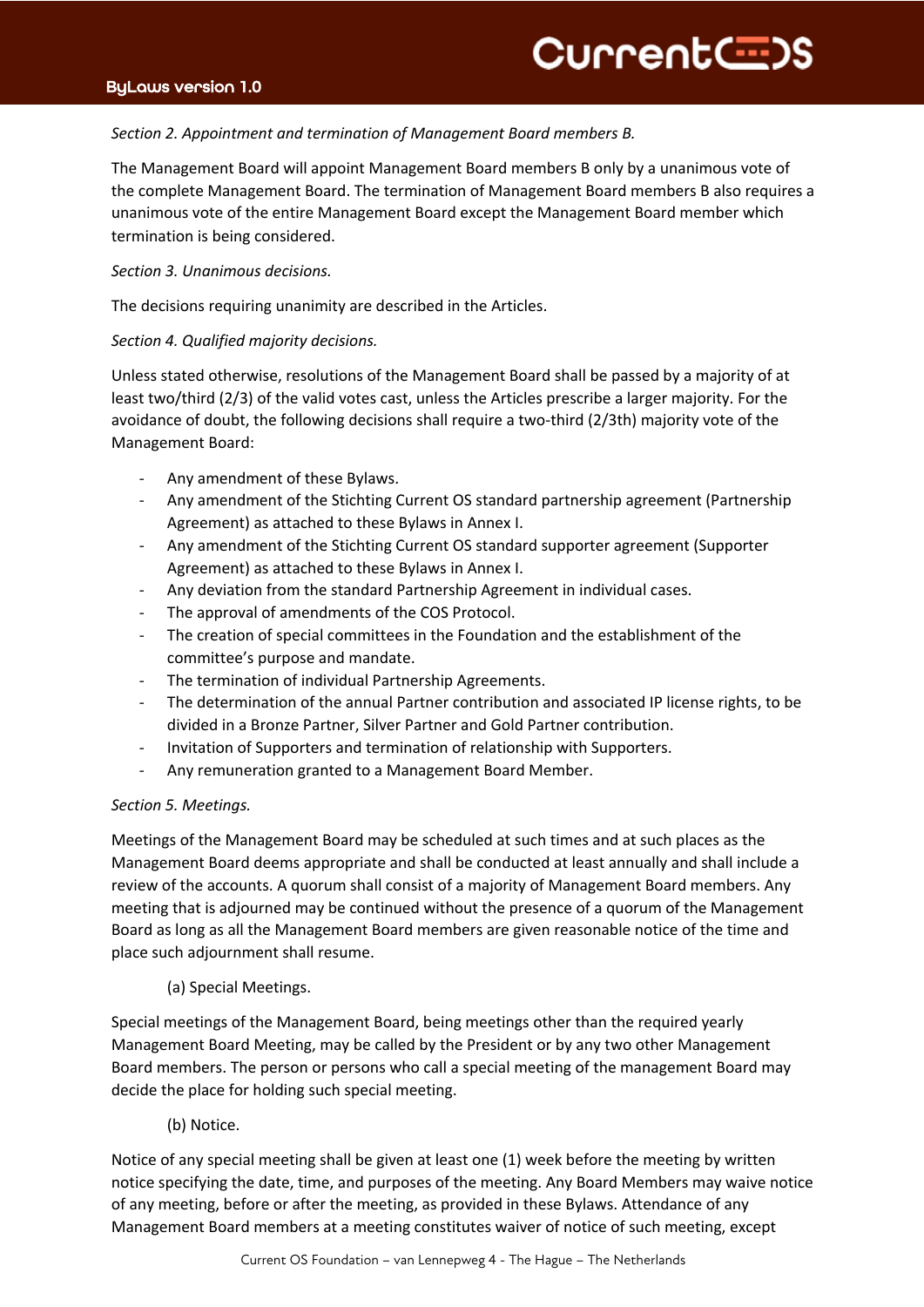*Section 2. Appointment and termination of Management Board members B.*

The Management Board will appoint Management Board members B only by a unanimous vote of the complete Management Board. The termination of Management Board members B also requires a unanimous vote of the entire Management Board except the Management Board member which termination is being considered.

*Section 3. Unanimous decisions.*

The decisions requiring unanimity are described in the Articles.

*Section 4. Qualified majority decisions.*

Unless stated otherwise, resolutions of the Management Board shall be passed by a majority of at least two/third (2/3) of the valid votes cast, unless the Articles prescribe a larger majority. For the avoidance of doubt, the following decisions shall require a two-third (2/3th) majority vote of the Management Board:

- Any amendment of these Bylaws.
- Any amendment of the Stichting Current OS standard partnership agreement (Partnership Agreement) as attached to these Bylaws in Annex I.
- Any amendment of the Stichting Current OS standard supporter agreement (Supporter Agreement) as attached to these Bylaws in Annex I.
- Any deviation from the standard Partnership Agreement in individual cases.
- The approval of amendments of the COS Protocol.
- The creation of special committees in the Foundation and the establishment of the committee's purpose and mandate.
- The termination of individual Partnership Agreements.
- The determination of the annual Partner contribution and associated IP license rights, to be divided in a Bronze Partner, Silver Partner and Gold Partner contribution.
- Invitation of Supporters and termination of relationship with Supporters.
- Any remuneration granted to a Management Board Member.

*Section 5. Meetings.*

Meetings of the Management Board may be scheduled at such times and at such places as the Management Board deems appropriate and shall be conducted at least annually and shall include a review of the accounts. A quorum shall consist of a majority of Management Board members. Any meeting that is adjourned may be continued without the presence of a quorum of the Management Board as long as all the Management Board members are given reasonable notice of the time and place such adjournment shall resume.

(a) Special Meetings.

Special meetings of the Management Board, being meetings other than the required yearly Management Board Meeting, may be called by the President or by any two other Management Board members. The person or persons who call a special meeting of the management Board may decide the place for holding such special meeting.

(b) Notice.

Notice of any special meeting shall be given at least one (1) week before the meeting by written notice specifying the date, time, and purposes of the meeting. Any Board Members may waive notice of any meeting, before or after the meeting, as provided in these Bylaws. Attendance of any Management Board members at a meeting constitutes waiver of notice of such meeting, except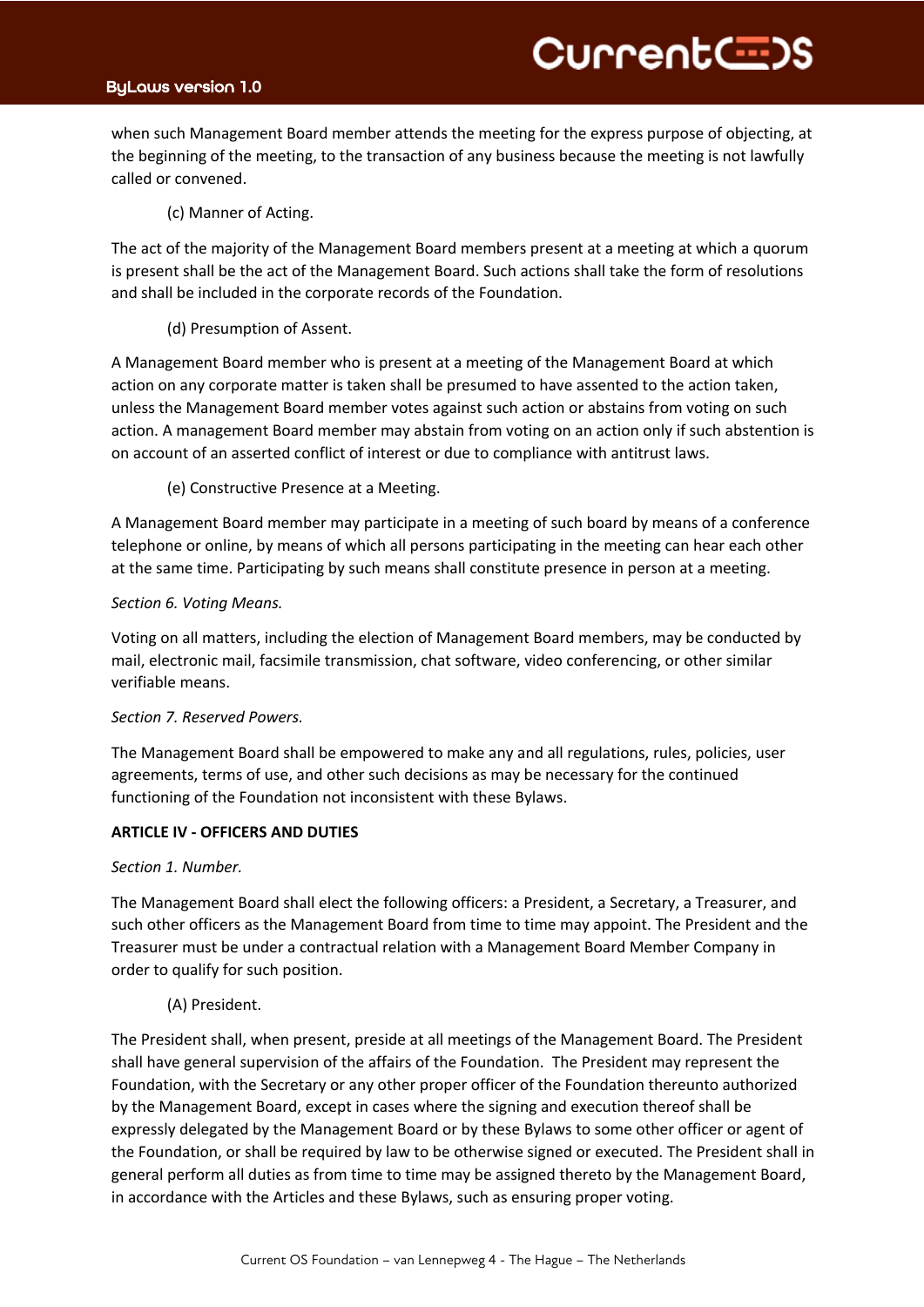when such Management Board member attends the meeting for the express purpose of objecting, at the beginning of the meeting, to the transaction of any business because the meeting is not lawfully called or convened.

(c) Manner of Acting.

The act of the majority of the Management Board members present at a meeting at which a quorum is present shall be the act of the Management Board. Such actions shall take the form of resolutions and shall be included in the corporate records of the Foundation.

(d) Presumption of Assent.

A Management Board member who is present at a meeting of the Management Board at which action on any corporate matter is taken shall be presumed to have assented to the action taken, unless the Management Board member votes against such action or abstains from voting on such action. A management Board member may abstain from voting on an action only if such abstention is on account of an asserted conflict of interest or due to compliance with antitrust laws.

(e) Constructive Presence at a Meeting.

A Management Board member may participate in a meeting of such board by means of a conference telephone or online, by means of which all persons participating in the meeting can hear each other at the same time. Participating by such means shall constitute presence in person at a meeting.

*Section 6. Voting Means.*

Voting on all matters, including the election of Management Board members, may be conducted by mail, electronic mail, facsimile transmission, chat software, video conferencing, or other similar verifiable means.

*Section 7. Reserved Powers.*

The Management Board shall be empowered to make any and all regulations, rules, policies, user agreements, terms of use, and other such decisions as may be necessary for the continued functioning of the Foundation not inconsistent with these Bylaws.

**ARTICLE IV - OFFICERS AND DUTIES**

*Section 1. Number.*

The Management Board shall elect the following officers: a President, a Secretary, a Treasurer, and such other officers as the Management Board from time to time may appoint. The President and the Treasurer must be under a contractual relation with a Management Board Member Company in order to qualify for such position.

(A) President.

The President shall, when present, preside at all meetings of the Management Board. The President shall have general supervision of the affairs of the Foundation. The President may represent the Foundation, with the Secretary or any other proper officer of the Foundation thereunto authorized by the Management Board, except in cases where the signing and execution thereof shall be expressly delegated by the Management Board or by these Bylaws to some other officer or agent of the Foundation, or shall be required by law to be otherwise signed or executed. The President shall in general perform all duties as from time to time may be assigned thereto by the Management Board, in accordance with the Articles and these Bylaws, such as ensuring proper voting.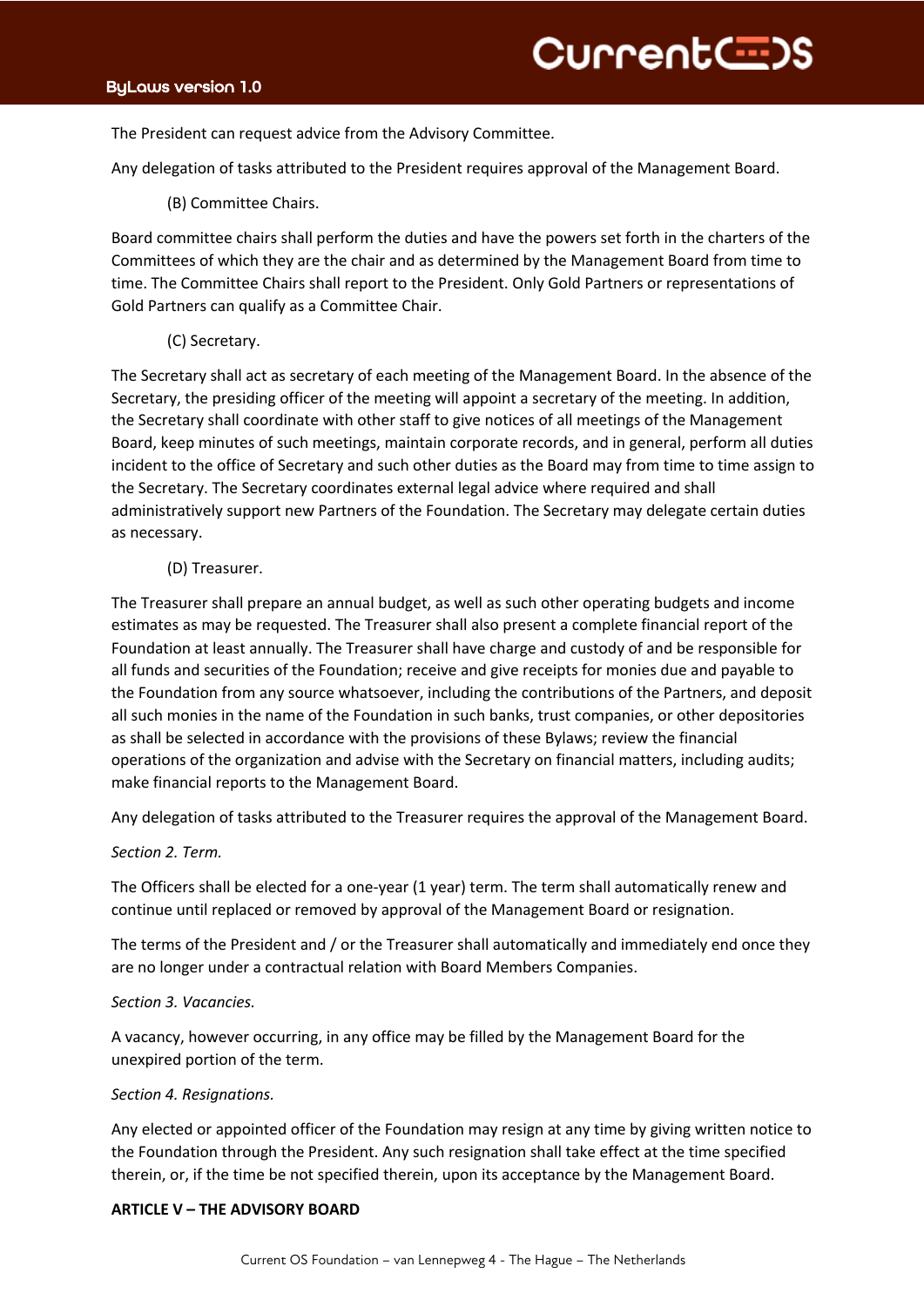The President can request advice from the Advisory Committee.

Any delegation of tasks attributed to the President requires approval of the Management Board.

(B) Committee Chairs.

Board committee chairs shall perform the duties and have the powers set forth in the charters of the Committees of which they are the chair and as determined by the Management Board from time to time. The Committee Chairs shall report to the President. Only Gold Partners or representations of Gold Partners can qualify as a Committee Chair.

(C) Secretary.

The Secretary shall act as secretary of each meeting of the Management Board. In the absence of the Secretary, the presiding officer of the meeting will appoint a secretary of the meeting. In addition, the Secretary shall coordinate with other staff to give notices of all meetings of the Management Board, keep minutes of such meetings, maintain corporate records, and in general, perform all duties incident to the office of Secretary and such other duties as the Board may from time to time assign to the Secretary. The Secretary coordinates external legal advice where required and shall administratively support new Partners of the Foundation. The Secretary may delegate certain duties as necessary.

(D) Treasurer.

The Treasurer shall prepare an annual budget, as well as such other operating budgets and income estimates as may be requested. The Treasurer shall also present a complete financial report of the Foundation at least annually. The Treasurer shall have charge and custody of and be responsible for all funds and securities of the Foundation; receive and give receipts for monies due and payable to the Foundation from any source whatsoever, including the contributions of the Partners, and deposit all such monies in the name of the Foundation in such banks, trust companies, or other depositories as shall be selected in accordance with the provisions of these Bylaws; review the financial operations of the organization and advise with the Secretary on financial matters, including audits; make financial reports to the Management Board.

Any delegation of tasks attributed to the Treasurer requires the approval of the Management Board.

*Section 2. Term.*

The Officers shall be elected for a one-year (1 year) term. The term shall automatically renew and continue until replaced or removed by approval of the Management Board or resignation.

The terms of the President and / or the Treasurer shall automatically and immediately end once they are no longer under a contractual relation with Board Members Companies.

*Section 3. Vacancies.*

A vacancy, however occurring, in any office may be filled by the Management Board for the unexpired portion of the term.

*Section 4. Resignations.*

Any elected or appointed officer of the Foundation may resign at any time by giving written notice to the Foundation through the President. Any such resignation shall take effect at the time specified therein, or, if the time be not specified therein, upon its acceptance by the Management Board.

**ARTICLE V – THE ADVISORY BOARD**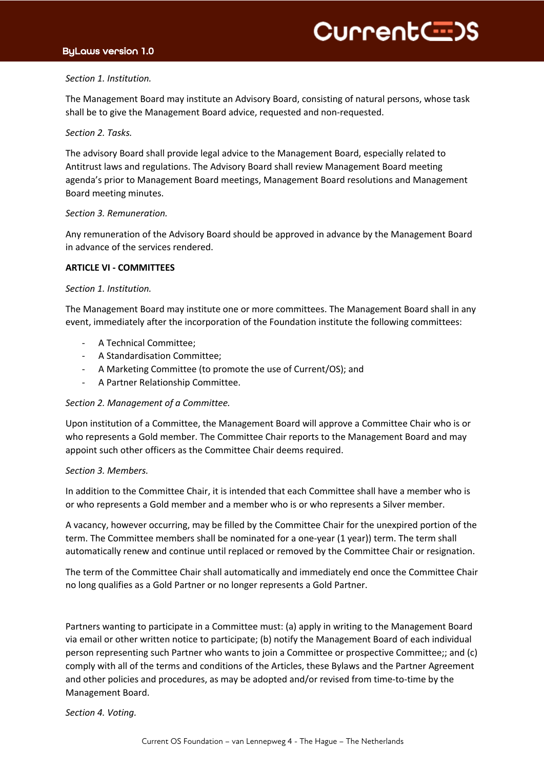*Section 1. Institution.*

The Management Board may institute an Advisory Board, consisting of natural persons, whose task shall be to give the Management Board advice, requested and non-requested.

*Section 2. Tasks.*

The advisory Board shall provide legal advice to the Management Board, especially related to Antitrust laws and regulations. The Advisory Board shall review Management Board meeting agenda's prior to Management Board meetings, Management Board resolutions and Management Board meeting minutes.

*Section 3. Remuneration.*

Any remuneration of the Advisory Board should be approved in advance by the Management Board in advance of the services rendered.

**ARTICLE VI - COMMITTEES**

*Section 1. Institution.*

The Management Board may institute one or more committees. The Management Board shall in any event, immediately after the incorporation of the Foundation institute the following committees:

- A Technical Committee;
- A Standardisation Committee;
- A Marketing Committee (to promote the use of Current/OS); and
- A Partner Relationship Committee.

*Section 2. Management of a Committee.*

Upon institution of a Committee, the Management Board will approve a Committee Chair who is or who represents a Gold member. The Committee Chair reports to the Management Board and may appoint such other officers as the Committee Chair deems required.

*Section 3. Members.*

In addition to the Committee Chair, it is intended that each Committee shall have a member who is or who represents a Gold member and a member who is or who represents a Silver member.

A vacancy, however occurring, may be filled by the Committee Chair for the unexpired portion of the term. The Committee members shall be nominated for a one-year (1 year)) term. The term shall automatically renew and continue until replaced or removed by the Committee Chair or resignation.

The term of the Committee Chair shall automatically and immediately end once the Committee Chair no long qualifies as a Gold Partner or no longer represents a Gold Partner.

Partners wanting to participate in a Committee must: (a) apply in writing to the Management Board via email or other written notice to participate; (b) notify the Management Board of each individual person representing such Partner who wants to join a Committee or prospective Committee;; and (c) comply with all of the terms and conditions of the Articles, these Bylaws and the Partner Agreement and other policies and procedures, as may be adopted and/or revised from time-to-time by the Management Board.

*Section 4. Voting.*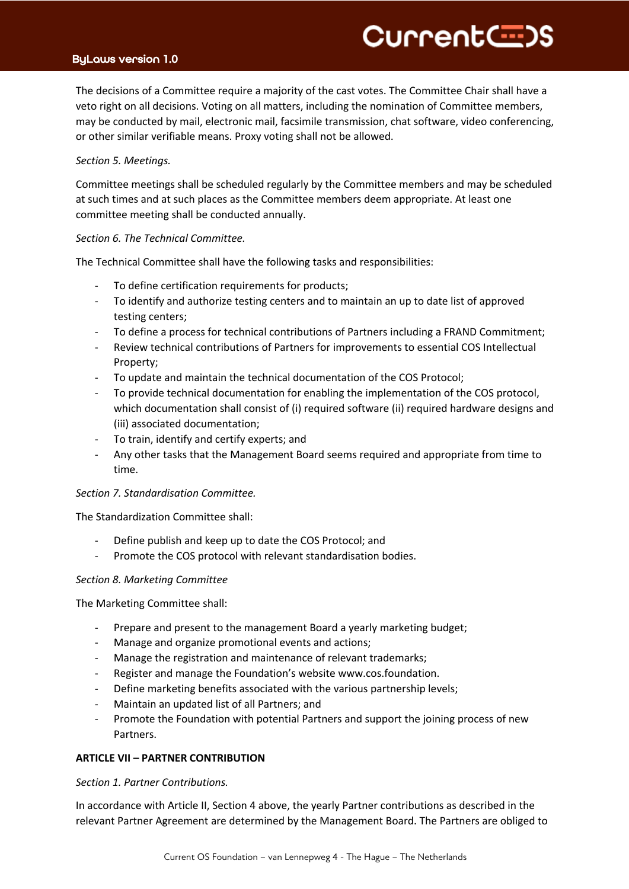The decisions of a Committee require a majority of the cast votes. The Committee Chair shall have a veto right on all decisions. Voting on all matters, including the nomination of Committee members, may be conducted by mail, electronic mail, facsimile transmission, chat software, video conferencing, or other similar verifiable means. Proxy voting shall not be allowed.

*Section 5. Meetings.*

Committee meetings shall be scheduled regularly by the Committee members and may be scheduled at such times and at such places as the Committee members deem appropriate. At least one committee meeting shall be conducted annually.

*Section 6. The Technical Committee.*

The Technical Committee shall have the following tasks and responsibilities:

- To define certification requirements for products;
- To identify and authorize testing centers and to maintain an up to date list of approved testing centers;
- To define a process for technical contributions of Partners including a FRAND Commitment;
- Review technical contributions of Partners for improvements to essential COS Intellectual Property;
- To update and maintain the technical documentation of the COS Protocol;
- To provide technical documentation for enabling the implementation of the COS protocol, which documentation shall consist of (i) required software (ii) required hardware designs and (iii) associated documentation;
- To train, identify and certify experts; and
- Any other tasks that the Management Board seems required and appropriate from time to time.

*Section 7. Standardisation Committee.*

The Standardization Committee shall:

- Define publish and keep up to date the COS Protocol; and
- Promote the COS protocol with relevant standardisation bodies.

*Section 8. Marketing Committee*

The Marketing Committee shall:

- Prepare and present to the management Board a yearly marketing budget;
- Manage and organize promotional events and actions;
- Manage the registration and maintenance of relevant trademarks;
- Register and manage the Foundation's website www.cos.foundation.
- Define marketing benefits associated with the various partnership levels;
- Maintain an updated list of all Partners; and
- Promote the Foundation with potential Partners and support the joining process of new Partners.

**ARTICLE VII – PARTNER CONTRIBUTION**

*Section 1. Partner Contributions.*

In accordance with Article II, Section 4 above, the yearly Partner contributions as described in the relevant Partner Agreement are determined by the Management Board. The Partners are obliged to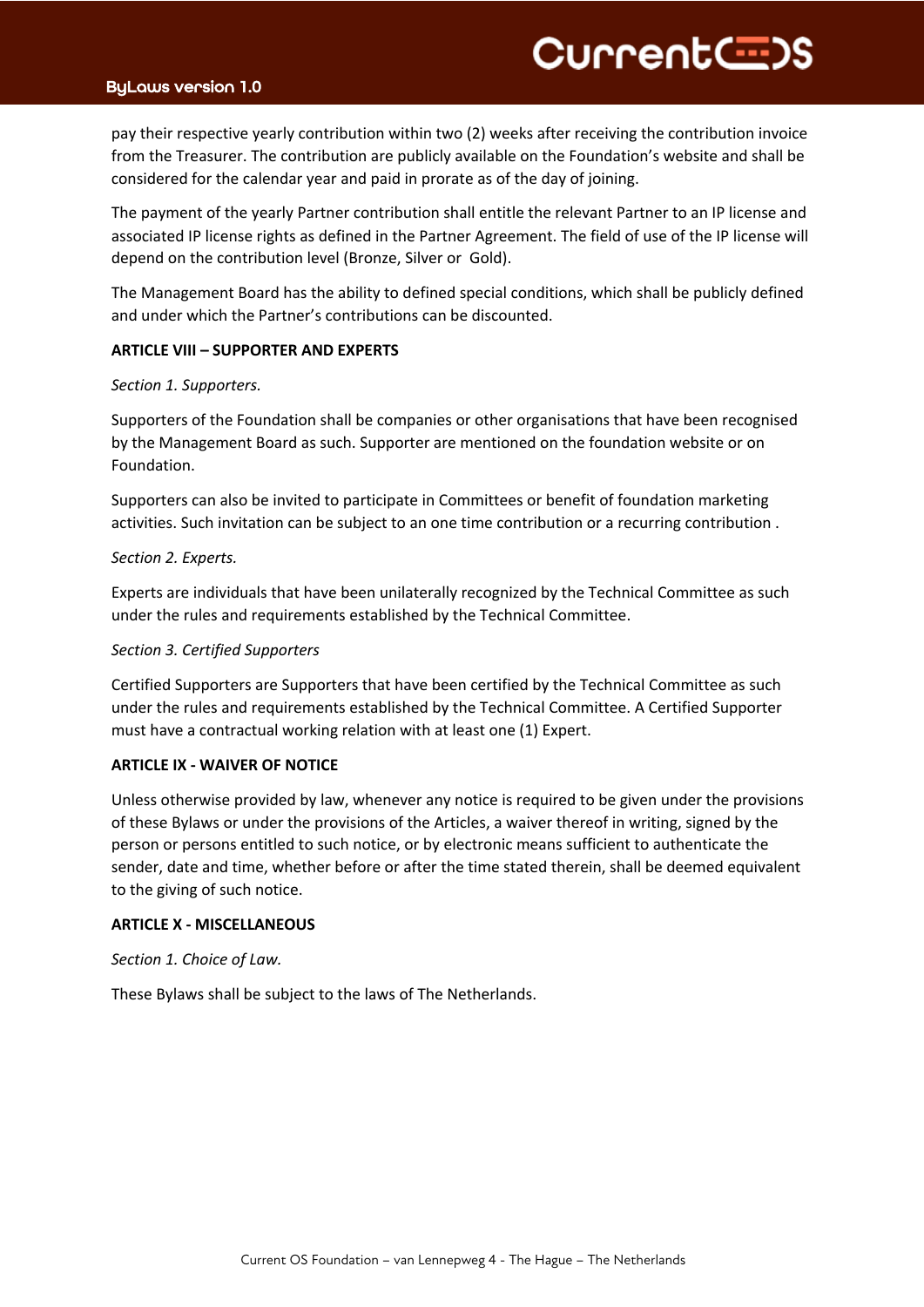pay their respective yearly contribution within two (2) weeks after receiving the contribution invoice from the Treasurer. The contribution are publicly available on the Foundation's website and shall be considered for the calendar year and paid in prorate as of the day of joining.

The payment of the yearly Partner contribution shall entitle the relevant Partner to an IP license and associated IP license rights as defined in the Partner Agreement. The field of use of the IP license will depend on the contribution level (Bronze, Silver or Gold).

The Management Board has the ability to defined special conditions, which shall be publicly defined and under which the Partner's contributions can be discounted.

**ARTICLE VIII – SUPPORTER AND EXPERTS**

*Section 1. Supporters.*

Supporters of the Foundation shall be companies or other organisations that have been recognised by the Management Board as such. Supporter are mentioned on the foundation website or on Foundation.

Supporters can also be invited to participate in Committees or benefit of foundation marketing activities. Such invitation can be subject to an one time contribution or a recurring contribution .

*Section 2. Experts.*

Experts are individuals that have been unilaterally recognized by the Technical Committee as such under the rules and requirements established by the Technical Committee.

*Section 3. Certified Supporters*

Certified Supporters are Supporters that have been certified by the Technical Committee as such under the rules and requirements established by the Technical Committee. A Certified Supporter must have a contractual working relation with at least one (1) Expert.

**ARTICLE IX - WAIVER OF NOTICE**

Unless otherwise provided by law, whenever any notice is required to be given under the provisions of these Bylaws or under the provisions of the Articles, a waiver thereof in writing, signed by the person or persons entitled to such notice, or by electronic means sufficient to authenticate the sender, date and time, whether before or after the time stated therein, shall be deemed equivalent to the giving of such notice.

**ARTICLE X - MISCELLANEOUS**

*Section 1. Choice of Law.*

These Bylaws shall be subject to the laws of The Netherlands.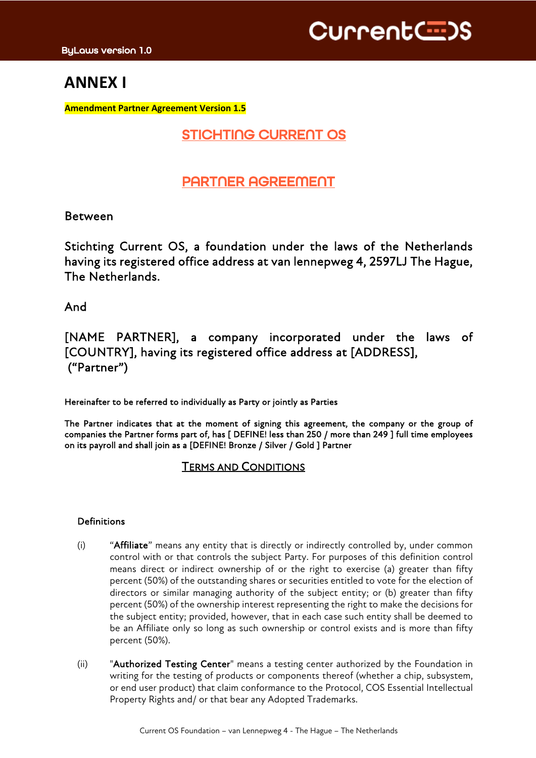# ANNEX I

**Amendment Partner Agreement Version 1.5**

## STICHTING CURRENT OS

## PARTNER AGREEMENT

Between

Stichting Current OS, a foundation under the laws of the Netherlands having its registered office address at van lennepweg 4, 2597LJ The Hague, The Netherlands.

And

[NAME PARTNER], a company incorporated under the laws of [COUNTRY], having its registered office address at [ADDRESS], (“Partner”)

Hereinafter to be referred to individually as Party or jointly as Parties

The Partner indicates that at the moment of signing this agreement, the company or the group of companies the Partner forms part of, has [ DEFINE! less than 250 / more than 249 ] full time employees on its payroll and shall join as a [DEFINE! Bronze / Silver / Gold ] Partner

### Terms and Conditions

Definitions

(i) “**Affiliate**” means any entity that is directly or indirectly controlled by, under common control with or that controls the subject Party. For purposes of this definition control means direct or indirect ownership of or the right to exercise (a) greater than fifty percent (50%) of the outstanding shares or securities entitled to vote for the election of directors or similar managing authority of the subject entity; or (b) greater than fifty percent (50%) of the ownership interest representing the right to make the decisions for the subject entity; provided, however, that in each case such entity shall be deemed to be an Affiliate only so long as such ownership or control exists and is more than fifty percent (50%).

(ii) "**Authorized Testing Center**" means a testing center authorized by the Foundation in writing for the testing of products or components thereof (whether a chip, subsystem, or end user product) that claim conformance to the Protocol, COS Essential Intellectual Property Rights and/ or that bear any Adopted Trademarks.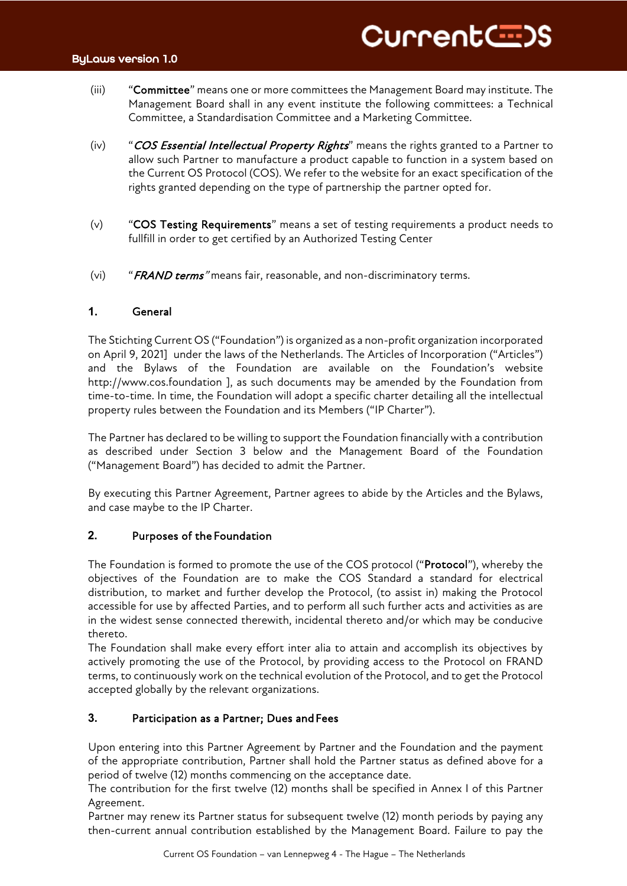(iii) "**Committee**" means one or more committees the Management Board may institute. The Management Board shall in any event institute the following committees: a Technical Committee, a Standardisation Committee and a Marketing Committee.

(iv) "***COS Essential Intellectual Property Rights***" means the rights granted to a Partner to allow such Partner to manufacture a product capable to function in a system based on the Current OS Protocol (COS). We refer to the website for an exact specification of the rights granted depending on the type of partnership the partner opted for.

(v) "**COS Testing Requirements**" means a set of testing requirements a product needs to fullfill in order to get certified by an Authorized Testing Center

(vi) "***FRAND terms***" means fair, reasonable, and non-discriminatory terms.

## 1. General

The Stichting Current OS ("Foundation") is organized as a non-profit organization incorporated on April 9, 2021] under the laws of the Netherlands. The Articles of Incorporation ("Articles") and the Bylaws of the Foundation are available on the Foundation's website http://www.cos.foundation ], as such documents may be amended by the Foundation from time-to-time. In time, the Foundation will adopt a specific charter detailing all the intellectual property rules between the Foundation and its Members ("IP Charter").

The Partner has declared to be willing to support the Foundation financially with a contribution as described under Section 3 below and the Management Board of the Foundation ("Management Board") has decided to admit the Partner.

By executing this Partner Agreement, Partner agrees to abide by the Articles and the Bylaws, and case maybe to the IP Charter.

## 2. Purposes of the Foundation

The Foundation is formed to promote the use of the COS protocol ("**Protocol**"), whereby the objectives of the Foundation are to make the COS Standard a standard for electrical distribution, to market and further develop the Protocol, (to assist in) making the Protocol accessible for use by affected Parties, and to perform all such further acts and activities as are in the widest sense connected therewith, incidental thereto and/or which may be conducive thereto.

The Foundation shall make every effort inter alia to attain and accomplish its objectives by actively promoting the use of the Protocol, by providing access to the Protocol on FRAND terms, to continuously work on the technical evolution of the Protocol, and to get the Protocol accepted globally by the relevant organizations.

## 3. Participation as a Partner; Dues and Fees

Upon entering into this Partner Agreement by Partner and the Foundation and the payment of the appropriate contribution, Partner shall hold the Partner status as defined above for a period of twelve (12) months commencing on the acceptance date.

The contribution for the first twelve (12) months shall be specified in Annex I of this Partner Agreement.

Partner may renew its Partner status for subsequent twelve (12) month periods by paying any then-current annual contribution established by the Management Board. Failure to pay the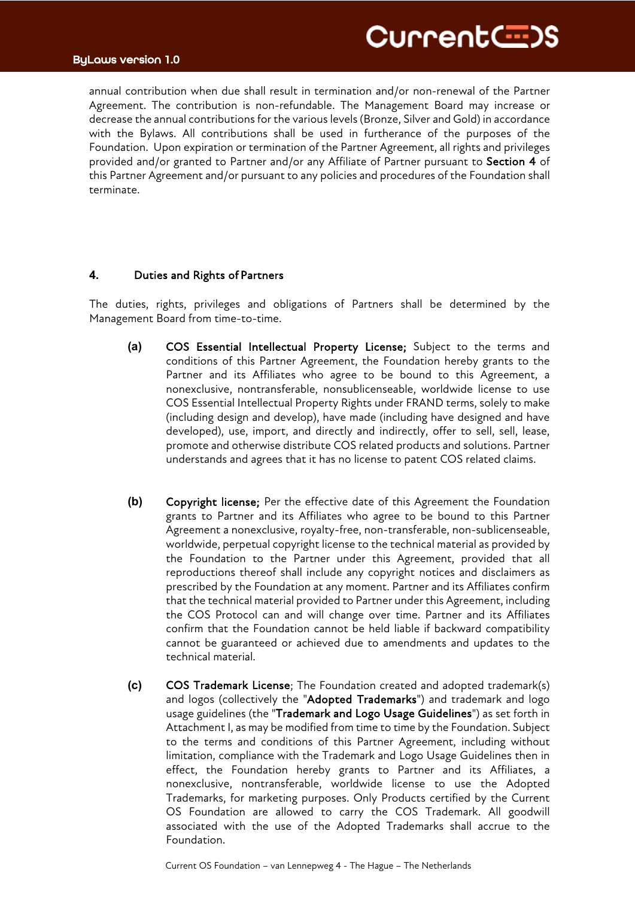annual contribution when due shall result in termination and/or non-renewal of the Partner Agreement. The contribution is non-refundable. The Management Board may increase or decrease the annual contributions for the various levels (Bronze, Silver and Gold) in accordance with the Bylaws. All contributions shall be used in furtherance of the purposes of the Foundation. Upon expiration or termination of the Partner Agreement, all rights and privileges provided and/or granted to Partner and/or any Affiliate of Partner pursuant to **Section 4** of this Partner Agreement and/or pursuant to any policies and procedures of the Foundation shall terminate.

## 4. Duties and Rights of Partners

The duties, rights, privileges and obligations of Partners shall be determined by the Management Board from time-to-time.

**(a)** **COS Essential Intellectual Property License;** Subject to the terms and conditions of this Partner Agreement, the Foundation hereby grants to the Partner and its Affiliates who agree to be bound to this Agreement, a nonexclusive, nontransferable, nonsublicenseable, worldwide license to use COS Essential Intellectual Property Rights under FRAND terms, solely to make (including design and develop), have made (including have designed and have developed), use, import, and directly and indirectly, offer to sell, sell, lease, promote and otherwise distribute COS related products and solutions. Partner understands and agrees that it has no license to patent COS related claims.

**(b)** **Copyright license;** Per the effective date of this Agreement the Foundation grants to Partner and its Affiliates who agree to be bound to this Partner Agreement a nonexclusive, royalty-free, non-transferable, non-sublicenseable, worldwide, perpetual copyright license to the technical material as provided by the Foundation to the Partner under this Agreement, provided that all reproductions thereof shall include any copyright notices and disclaimers as prescribed by the Foundation at any moment. Partner and its Affiliates confirm that the technical material provided to Partner under this Agreement, including the COS Protocol can and will change over time. Partner and its Affiliates confirm that the Foundation cannot be held liable if backward compatibility cannot be guaranteed or achieved due to amendments and updates to the technical material.

**(c)** **COS Trademark License**; The Foundation created and adopted trademark(s) and logos (collectively the "**Adopted Trademarks**") and trademark and logo usage guidelines (the "**Trademark and Logo Usage Guidelines**") as set forth in Attachment I, as may be modified from time to time by the Foundation. Subject to the terms and conditions of this Partner Agreement, including without limitation, compliance with the Trademark and Logo Usage Guidelines then in effect, the Foundation hereby grants to Partner and its Affiliates, a nonexclusive, nontransferable, worldwide license to use the Adopted Trademarks, for marketing purposes. Only Products certified by the Current OS Foundation are allowed to carry the COS Trademark. All goodwill associated with the use of the Adopted Trademarks shall accrue to the Foundation.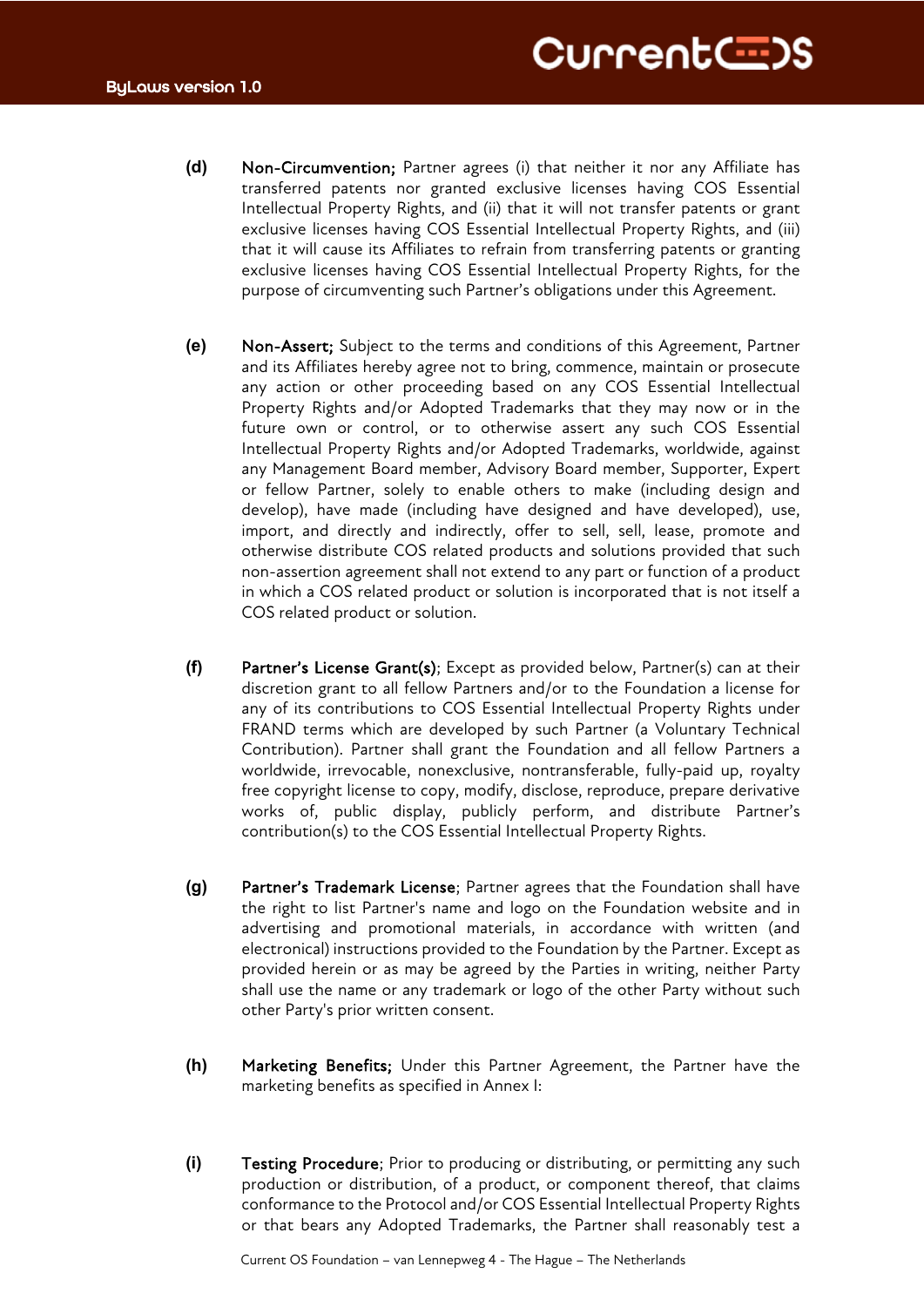**(d)** **Non-Circumvention;** Partner agrees (i) that neither it nor any Affiliate has transferred patents nor granted exclusive licenses having COS Essential Intellectual Property Rights, and (ii) that it will not transfer patents or grant exclusive licenses having COS Essential Intellectual Property Rights, and (iii) that it will cause its Affiliates to refrain from transferring patents or granting exclusive licenses having COS Essential Intellectual Property Rights, for the purpose of circumventing such Partner's obligations under this Agreement.

**(e)** **Non-Assert;** Subject to the terms and conditions of this Agreement, Partner and its Affiliates hereby agree not to bring, commence, maintain or prosecute any action or other proceeding based on any COS Essential Intellectual Property Rights and/or Adopted Trademarks that they may now or in the future own or control, or to otherwise assert any such COS Essential Intellectual Property Rights and/or Adopted Trademarks, worldwide, against any Management Board member, Advisory Board member, Supporter, Expert or fellow Partner, solely to enable others to make (including design and develop), have made (including have designed and have developed), use, import, and directly and indirectly, offer to sell, sell, lease, promote and otherwise distribute COS related products and solutions provided that such non-assertion agreement shall not extend to any part or function of a product in which a COS related product or solution is incorporated that is not itself a COS related product or solution.

**(f)** **Partner's License Grant(s)**; Except as provided below, Partner(s) can at their discretion grant to all fellow Partners and/or to the Foundation a license for any of its contributions to COS Essential Intellectual Property Rights under FRAND terms which are developed by such Partner (a Voluntary Technical Contribution). Partner shall grant the Foundation and all fellow Partners a worldwide, irrevocable, nonexclusive, nontransferable, fully-paid up, royalty free copyright license to copy, modify, disclose, reproduce, prepare derivative works of, public display, publicly perform, and distribute Partner's contribution(s) to the COS Essential Intellectual Property Rights.

**(g)** **Partner's Trademark License**; Partner agrees that the Foundation shall have the right to list Partner's name and logo on the Foundation website and in advertising and promotional materials, in accordance with written (and electronical) instructions provided to the Foundation by the Partner. Except as provided herein or as may be agreed by the Parties in writing, neither Party shall use the name or any trademark or logo of the other Party without such other Party's prior written consent.

**(h)** **Marketing Benefits;** Under this Partner Agreement, the Partner have the marketing benefits as specified in Annex I:

**(i)** **Testing Procedure**; Prior to producing or distributing, or permitting any such production or distribution, of a product, or component thereof, that claims conformance to the Protocol and/or COS Essential Intellectual Property Rights or that bears any Adopted Trademarks, the Partner shall reasonably test a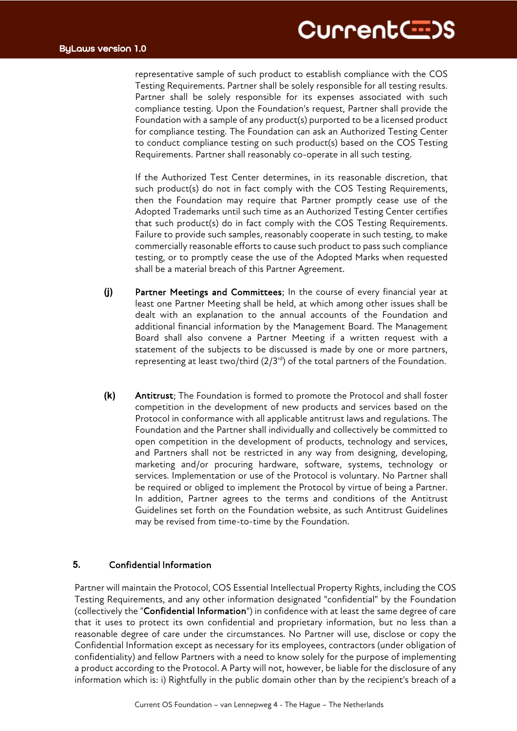representative sample of such product to establish compliance with the COS Testing Requirements. Partner shall be solely responsible for all testing results. Partner shall be solely responsible for its expenses associated with such compliance testing. Upon the Foundation's request, Partner shall provide the Foundation with a sample of any product(s) purported to be a licensed product for compliance testing. The Foundation can ask an Authorized Testing Center to conduct compliance testing on such product(s) based on the COS Testing Requirements. Partner shall reasonably co-operate in all such testing.

If the Authorized Test Center determines, in its reasonable discretion, that such product(s) do not in fact comply with the COS Testing Requirements, then the Foundation may require that Partner promptly cease use of the Adopted Trademarks until such time as an Authorized Testing Center certifies that such product(s) do in fact comply with the COS Testing Requirements. Failure to provide such samples, reasonably cooperate in such testing, to make commercially reasonable efforts to cause such product to pass such compliance testing, or to promptly cease the use of the Adopted Marks when requested shall be a material breach of this Partner Agreement.

**(j)** **Partner Meetings and Committees**; In the course of every financial year at least one Partner Meeting shall be held, at which among other issues shall be dealt with an explanation to the annual accounts of the Foundation and additional financial information by the Management Board. The Management Board shall also convene a Partner Meeting if a written request with a statement of the subjects to be discussed is made by one or more partners, representing at least two/third (2/3rd) of the total partners of the Foundation.

**(k)** **Antitrust**; The Foundation is formed to promote the Protocol and shall foster competition in the development of new products and services based on the Protocol in conformance with all applicable antitrust laws and regulations. The Foundation and the Partner shall individually and collectively be committed to open competition in the development of products, technology and services, and Partners shall not be restricted in any way from designing, developing, marketing and/or procuring hardware, software, systems, technology or services. Implementation or use of the Protocol is voluntary. No Partner shall be required or obliged to implement the Protocol by virtue of being a Partner. In addition, Partner agrees to the terms and conditions of the Antitrust Guidelines set forth on the Foundation website, as such Antitrust Guidelines may be revised from time-to-time by the Foundation.

## 5. Confidential Information

Partner will maintain the Protocol, COS Essential Intellectual Property Rights, including the COS Testing Requirements, and any other information designated "confidential" by the Foundation (collectively the "**Confidential Information**") in confidence with at least the same degree of care that it uses to protect its own confidential and proprietary information, but no less than a reasonable degree of care under the circumstances. No Partner will use, disclose or copy the Confidential Information except as necessary for its employees, contractors (under obligation of confidentiality) and fellow Partners with a need to know solely for the purpose of implementing a product according to the Protocol. A Party will not, however, be liable for the disclosure of any information which is: i) Rightfully in the public domain other than by the recipient's breach of a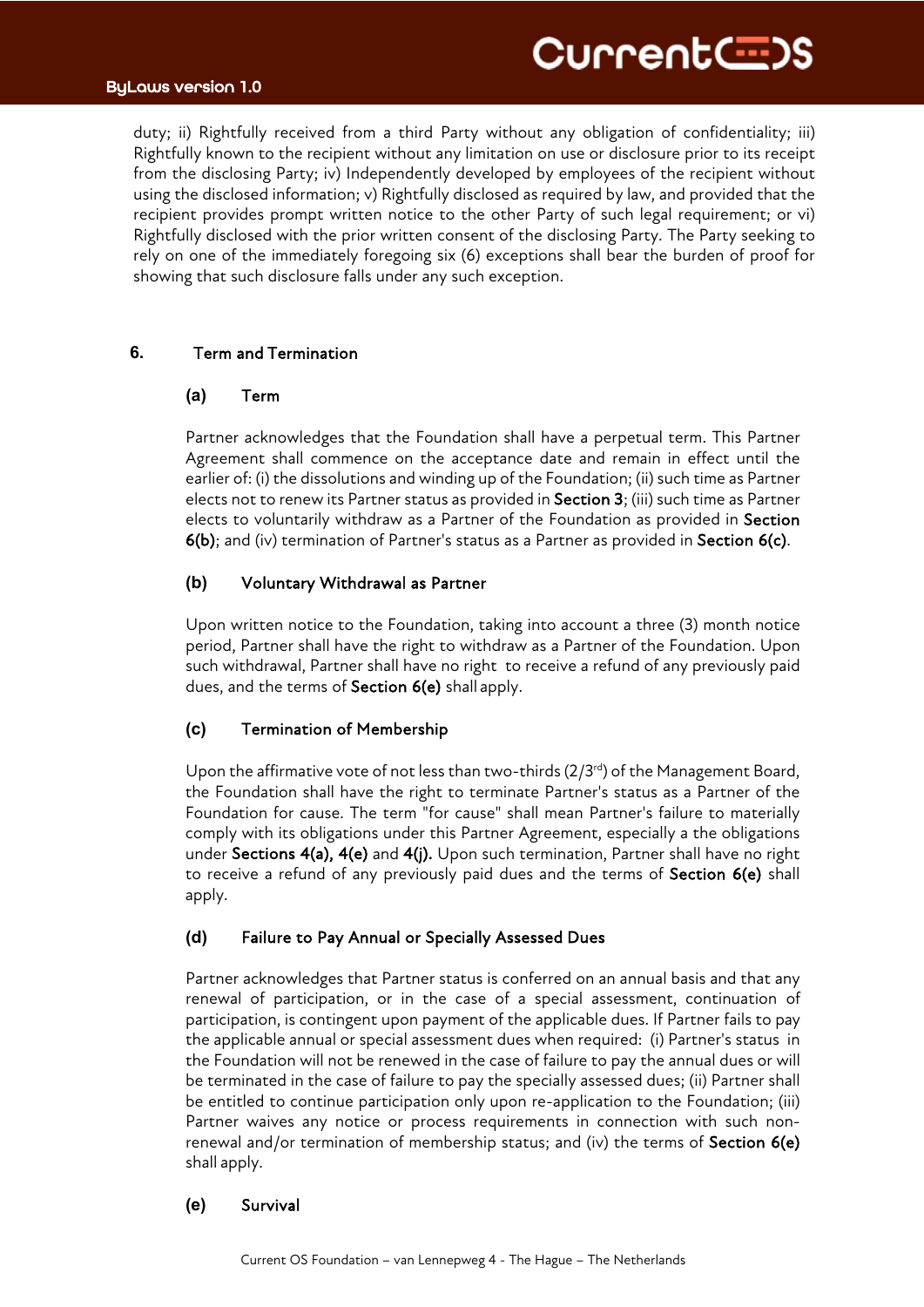duty; ii) Rightfully received from a third Party without any obligation of confidentiality; iii) Rightfully known to the recipient without any limitation on use or disclosure prior to its receipt from the disclosing Party; iv) Independently developed by employees of the recipient without using the disclosed information; v) Rightfully disclosed as required by law, and provided that the recipient provides prompt written notice to the other Party of such legal requirement; or vi) Rightfully disclosed with the prior written consent of the disclosing Party. The Party seeking to rely on one of the immediately foregoing six (6) exceptions shall bear the burden of proof for showing that such disclosure falls under any such exception.

## 6. Term and Termination

### (a) Term

Partner acknowledges that the Foundation shall have a perpetual term. This Partner Agreement shall commence on the acceptance date and remain in effect until the earlier of: (i) the dissolutions and winding up of the Foundation; (ii) such time as Partner elects not to renew its Partner status as provided in **Section 3**; (iii) such time as Partner elects to voluntarily withdraw as a Partner of the Foundation as provided in **Section 6(b)**; and (iv) termination of Partner's status as a Partner as provided in **Section 6(c)**.

### (b) Voluntary Withdrawal as Partner

Upon written notice to the Foundation, taking into account a three (3) month notice period, Partner shall have the right to withdraw as a Partner of the Foundation. Upon such withdrawal, Partner shall have no right to receive a refund of any previously paid dues, and the terms of **Section 6(e)** shall apply.

### (c) Termination of Membership

Upon the affirmative vote of not less than two-thirds (2/3rd) of the Management Board, the Foundation shall have the right to terminate Partner's status as a Partner of the Foundation for cause. The term "for cause" shall mean Partner's failure to materially comply with its obligations under this Partner Agreement, especially a the obligations under **Sections 4(a), 4(e)** and **4(j).** Upon such termination, Partner shall have no right to receive a refund of any previously paid dues and the terms of **Section 6(e)** shall apply.

### (d) Failure to Pay Annual or Specially Assessed Dues

Partner acknowledges that Partner status is conferred on an annual basis and that any renewal of participation, or in the case of a special assessment, continuation of participation, is contingent upon payment of the applicable dues. If Partner fails to pay the applicable annual or special assessment dues when required: (i) Partner's status in the Foundation will not be renewed in the case of failure to pay the annual dues or will be terminated in the case of failure to pay the specially assessed dues; (ii) Partner shall be entitled to continue participation only upon re-application to the Foundation; (iii) Partner waives any notice or process requirements in connection with such non-renewal and/or termination of membership status; and (iv) the terms of **Section 6(e)** shall apply.

### (e) Survival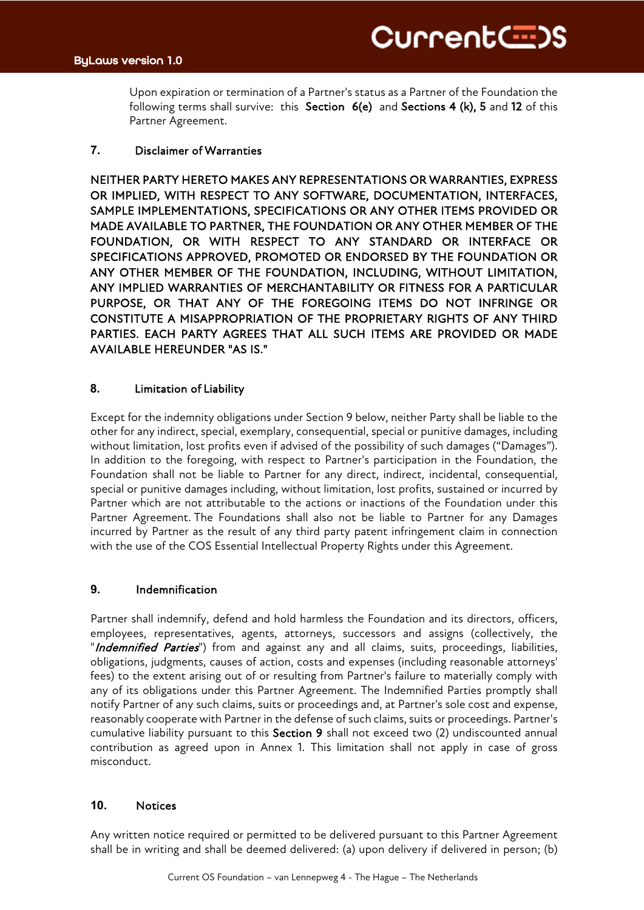Upon expiration or termination of a Partner's status as a Partner of the Foundation the following terms shall survive: this **Section 6(e)** and **Sections 4 (k), 5** and **12** of this Partner Agreement.

## 7. Disclaimer of Warranties

NEITHER PARTY HERETO MAKES ANY REPRESENTATIONS OR WARRANTIES, EXPRESS OR IMPLIED, WITH RESPECT TO ANY SOFTWARE, DOCUMENTATION, INTERFACES, SAMPLE IMPLEMENTATIONS, SPECIFICATIONS OR ANY OTHER ITEMS PROVIDED OR MADE AVAILABLE TO PARTNER, THE FOUNDATION OR ANY OTHER MEMBER OF THE FOUNDATION, OR WITH RESPECT TO ANY STANDARD OR INTERFACE OR SPECIFICATIONS APPROVED, PROMOTED OR ENDORSED BY THE FOUNDATION OR ANY OTHER MEMBER OF THE FOUNDATION, INCLUDING, WITHOUT LIMITATION, ANY IMPLIED WARRANTIES OF MERCHANTABILITY OR FITNESS FOR A PARTICULAR PURPOSE, OR THAT ANY OF THE FOREGOING ITEMS DO NOT INFRINGE OR CONSTITUTE A MISAPPROPRIATION OF THE PROPRIETARY RIGHTS OF ANY THIRD PARTIES. EACH PARTY AGREES THAT ALL SUCH ITEMS ARE PROVIDED OR MADE AVAILABLE HEREUNDER "AS IS."

## 8. Limitation of Liability

Except for the indemnity obligations under Section 9 below, neither Party shall be liable to the other for any indirect, special, exemplary, consequential, special or punitive damages, including without limitation, lost profits even if advised of the possibility of such damages ("Damages"). In addition to the foregoing, with respect to Partner's participation in the Foundation, the Foundation shall not be liable to Partner for any direct, indirect, incidental, consequential, special or punitive damages including, without limitation, lost profits, sustained or incurred by Partner which are not attributable to the actions or inactions of the Foundation under this Partner Agreement. The Foundations shall also not be liable to Partner for any Damages incurred by Partner as the result of any third party patent infringement claim in connection with the use of the COS Essential Intellectual Property Rights under this Agreement.

## 9. Indemnification

Partner shall indemnify, defend and hold harmless the Foundation and its directors, officers, employees, representatives, agents, attorneys, successors and assigns (collectively, the "***Indemnified Parties***") from and against any and all claims, suits, proceedings, liabilities, obligations, judgments, causes of action, costs and expenses (including reasonable attorneys' fees) to the extent arising out of or resulting from Partner's failure to materially comply with any of its obligations under this Partner Agreement. The Indemnified Parties promptly shall notify Partner of any such claims, suits or proceedings and, at Partner's sole cost and expense, reasonably cooperate with Partner in the defense of such claims, suits or proceedings. Partner's cumulative liability pursuant to this **Section 9** shall not exceed two (2) undiscounted annual contribution as agreed upon in Annex 1. This limitation shall not apply in case of gross misconduct.

## 10. Notices

Any written notice required or permitted to be delivered pursuant to this Partner Agreement shall be in writing and shall be deemed delivered: (a) upon delivery if delivered in person; (b)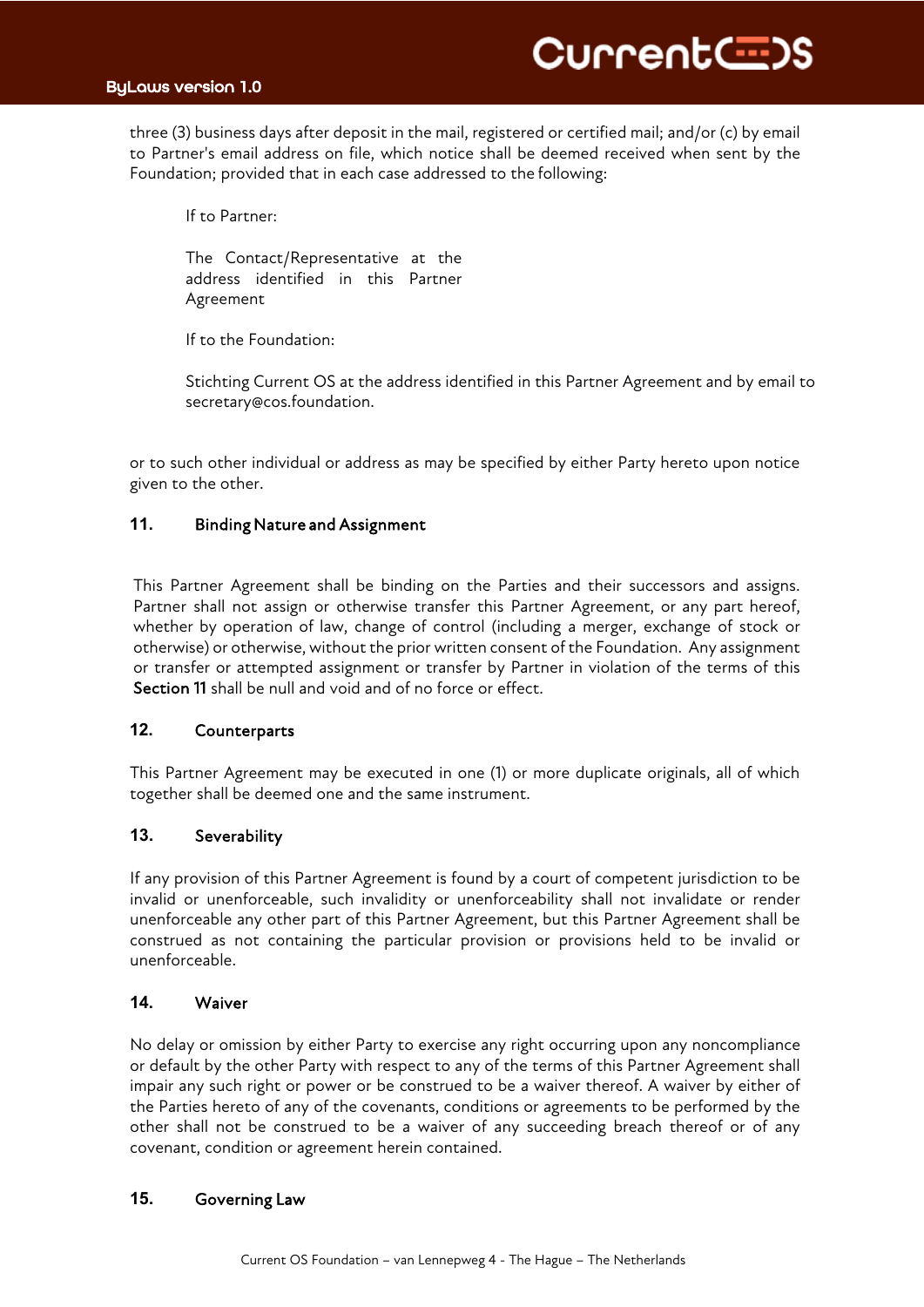three (3) business days after deposit in the mail, registered or certified mail; and/or (c) by email to Partner's email address on file, which notice shall be deemed received when sent by the Foundation; provided that in each case addressed to the following:

> If to Partner:
>
> The Contact/Representative at the address identified in this Partner Agreement
>
> If to the Foundation:
>
> Stichting Current OS at the address identified in this Partner Agreement and by email to secretary@cos.foundation.

or to such other individual or address as may be specified by either Party hereto upon notice given to the other.

## 11. Binding Nature and Assignment

This Partner Agreement shall be binding on the Parties and their successors and assigns. Partner shall not assign or otherwise transfer this Partner Agreement, or any part hereof, whether by operation of law, change of control (including a merger, exchange of stock or otherwise) or otherwise, without the prior written consent of the Foundation. Any assignment or transfer or attempted assignment or transfer by Partner in violation of the terms of this **Section 11** shall be null and void and of no force or effect.

## 12. Counterparts

This Partner Agreement may be executed in one (1) or more duplicate originals, all of which together shall be deemed one and the same instrument.

## 13. Severability

If any provision of this Partner Agreement is found by a court of competent jurisdiction to be invalid or unenforceable, such invalidity or unenforceability shall not invalidate or render unenforceable any other part of this Partner Agreement, but this Partner Agreement shall be construed as not containing the particular provision or provisions held to be invalid or unenforceable.

## 14. Waiver

No delay or omission by either Party to exercise any right occurring upon any noncompliance or default by the other Party with respect to any of the terms of this Partner Agreement shall impair any such right or power or be construed to be a waiver thereof. A waiver by either of the Parties hereto of any of the covenants, conditions or agreements to be performed by the other shall not be construed to be a waiver of any succeeding breach thereof or of any covenant, condition or agreement herein contained.

## 15. Governing Law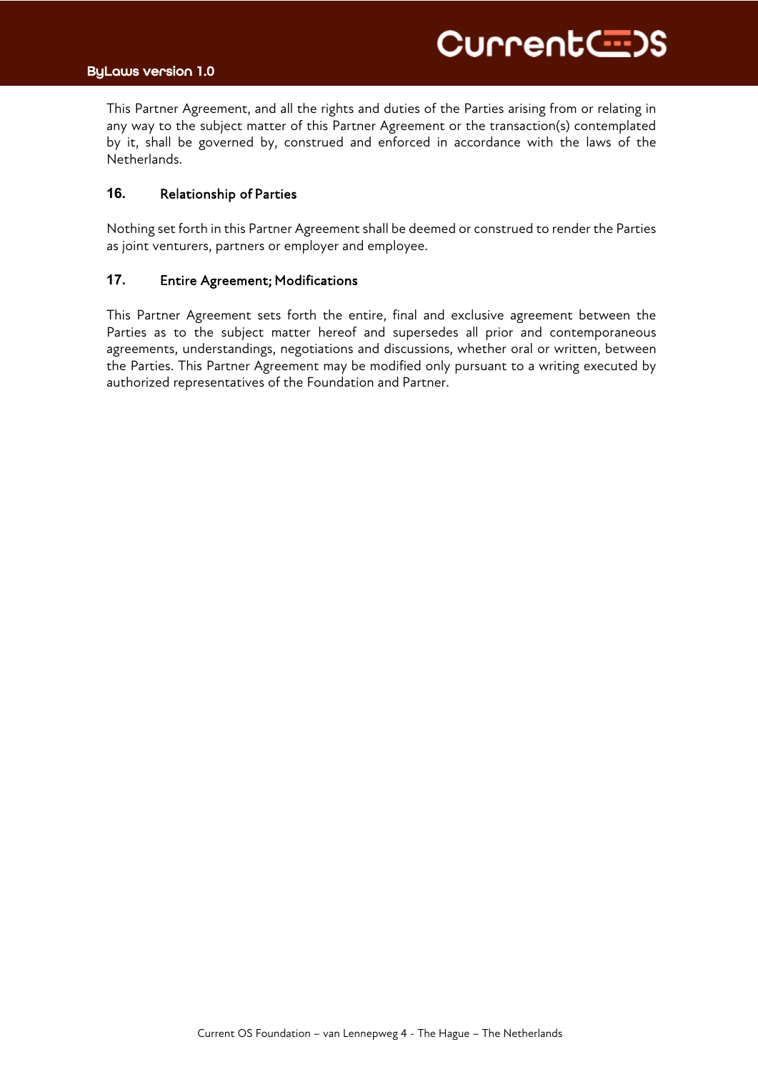This Partner Agreement, and all the rights and duties of the Parties arising from or relating in any way to the subject matter of this Partner Agreement or the transaction(s) contemplated by it, shall be governed by, construed and enforced in accordance with the laws of the Netherlands.

## 16. Relationship of Parties

Nothing set forth in this Partner Agreement shall be deemed or construed to render the Parties as joint venturers, partners or employer and employee.

## 17. Entire Agreement; Modifications

This Partner Agreement sets forth the entire, final and exclusive agreement between the Parties as to the subject matter hereof and supersedes all prior and contemporaneous agreements, understandings, negotiations and discussions, whether oral or written, between the Parties. This Partner Agreement may be modified only pursuant to a writing executed by authorized representatives of the Foundation and Partner.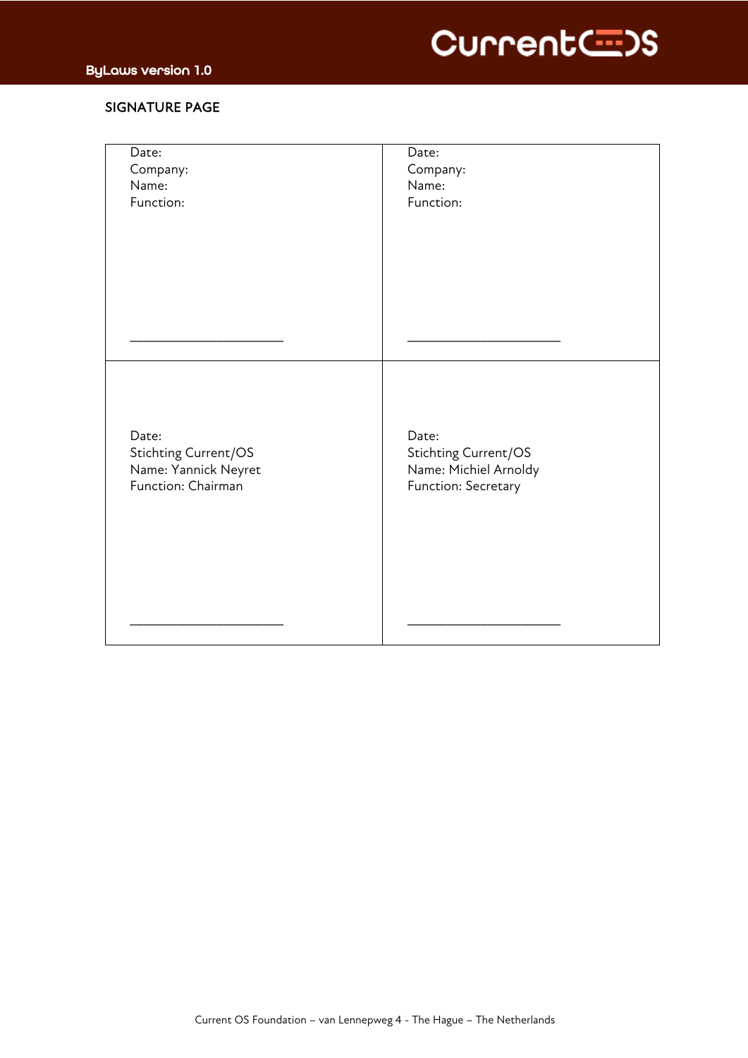## SIGNATURE PAGE

| | |
|---|---|
| Date:<br>Company:<br>Name:<br>Function:<br><br><br>\_\_\_\_\_\_\_\_\_\_\_\_\_\_\_\_\_\_\_\_\_\_ | Date:<br>Company:<br>Name:<br>Function:<br><br><br>\_\_\_\_\_\_\_\_\_\_\_\_\_\_\_\_\_\_\_\_\_\_ |
| Date:<br>Stichting Current/OS<br>Name: Yannick Neyret<br>Function: Chairman<br><br><br>\_\_\_\_\_\_\_\_\_\_\_\_\_\_\_\_\_\_\_\_\_\_ | Date:<br>Stichting Current/OS<br>Name: Michiel Arnoldy<br>Function: Secretary<br><br><br>\_\_\_\_\_\_\_\_\_\_\_\_\_\_\_\_\_\_\_\_\_\_ |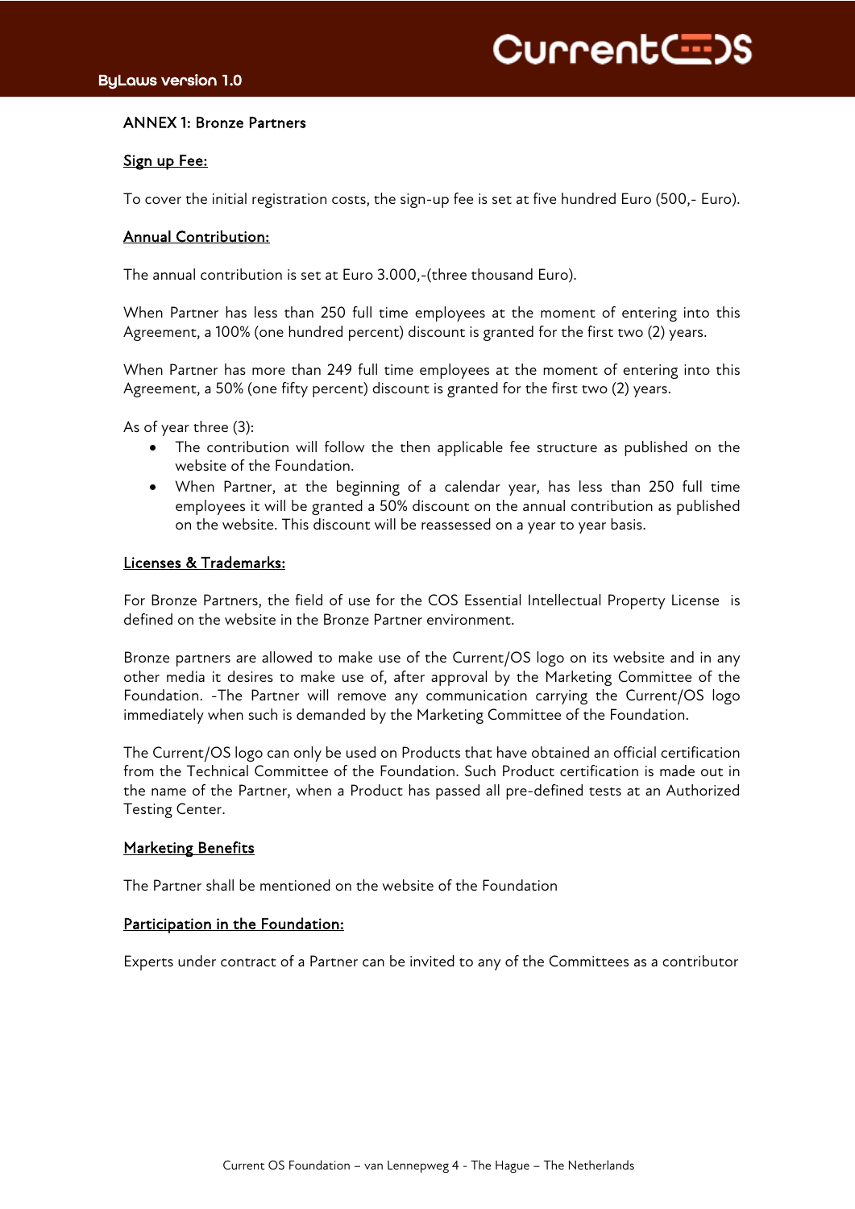## ANNEX 1: Bronze Partners

### Sign up Fee:

To cover the initial registration costs, the sign-up fee is set at five hundred Euro (500,- Euro).

### Annual Contribution:

The annual contribution is set at Euro 3.000,-(three thousand Euro).

When Partner has less than 250 full time employees at the moment of entering into this Agreement, a 100% (one hundred percent) discount is granted for the first two (2) years.

When Partner has more than 249 full time employees at the moment of entering into this Agreement, a 50% (one fifty percent) discount is granted for the first two (2) years.

As of year three (3):

- The contribution will follow the then applicable fee structure as published on the website of the Foundation.
- When Partner, at the beginning of a calendar year, has less than 250 full time employees it will be granted a 50% discount on the annual contribution as published on the website. This discount will be reassessed on a year to year basis.

### Licenses & Trademarks:

For Bronze Partners, the field of use for the COS Essential Intellectual Property License is defined on the website in the Bronze Partner environment.

Bronze partners are allowed to make use of the Current/OS logo on its website and in any other media it desires to make use of, after approval by the Marketing Committee of the Foundation. -The Partner will remove any communication carrying the Current/OS logo immediately when such is demanded by the Marketing Committee of the Foundation.

The Current/OS logo can only be used on Products that have obtained an official certification from the Technical Committee of the Foundation. Such Product certification is made out in the name of the Partner, when a Product has passed all pre-defined tests at an Authorized Testing Center.

### Marketing Benefits

The Partner shall be mentioned on the website of the Foundation

### Participation in the Foundation:

Experts under contract of a Partner can be invited to any of the Committees as a contributor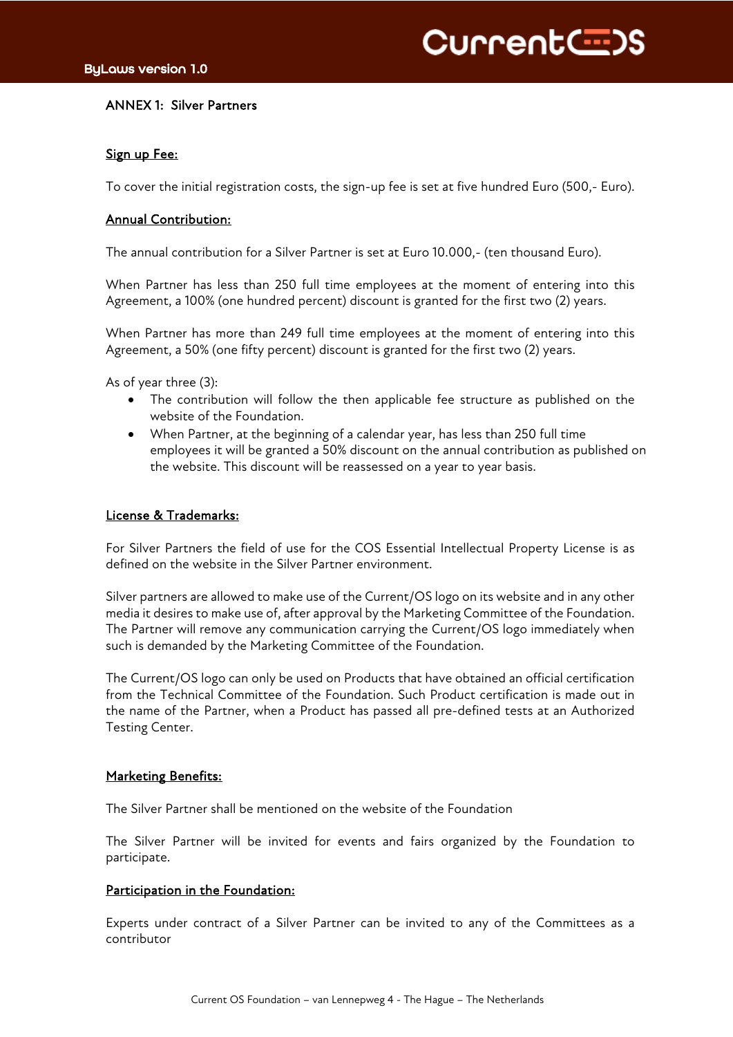## ANNEX 1: Silver Partners

**Sign up Fee:**

To cover the initial registration costs, the sign-up fee is set at five hundred Euro (500,- Euro).

**Annual Contribution:**

The annual contribution for a Silver Partner is set at Euro 10.000,- (ten thousand Euro).

When Partner has less than 250 full time employees at the moment of entering into this Agreement, a 100% (one hundred percent) discount is granted for the first two (2) years.

When Partner has more than 249 full time employees at the moment of entering into this Agreement, a 50% (one fifty percent) discount is granted for the first two (2) years.

As of year three (3):

- The contribution will follow the then applicable fee structure as published on the website of the Foundation.
- When Partner, at the beginning of a calendar year, has less than 250 full time employees it will be granted a 50% discount on the annual contribution as published on the website. This discount will be reassessed on a year to year basis.

**License & Trademarks:**

For Silver Partners the field of use for the COS Essential Intellectual Property License is as defined on the website in the Silver Partner environment.

Silver partners are allowed to make use of the Current/OS logo on its website and in any other media it desires to make use of, after approval by the Marketing Committee of the Foundation. The Partner will remove any communication carrying the Current/OS logo immediately when such is demanded by the Marketing Committee of the Foundation.

The Current/OS logo can only be used on Products that have obtained an official certification from the Technical Committee of the Foundation. Such Product certification is made out in the name of the Partner, when a Product has passed all pre-defined tests at an Authorized Testing Center.

**Marketing Benefits:**

The Silver Partner shall be mentioned on the website of the Foundation

The Silver Partner will be invited for events and fairs organized by the Foundation to participate.

**Participation in the Foundation:**

Experts under contract of a Silver Partner can be invited to any of the Committees as a contributor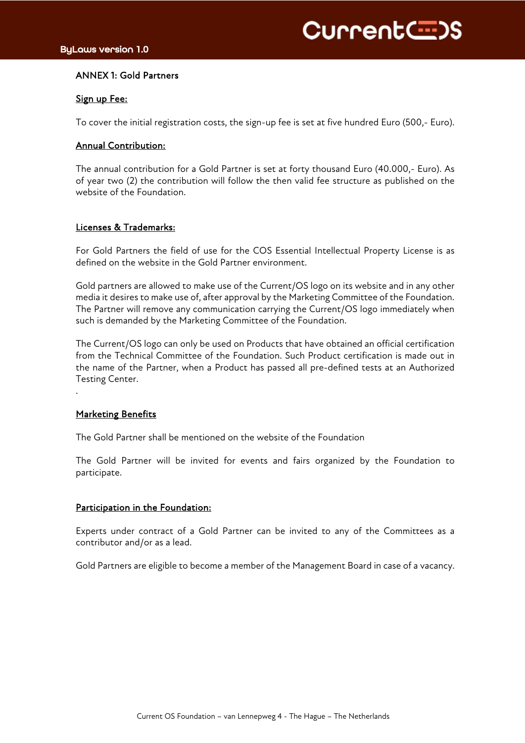## ANNEX 1: Gold Partners

### Sign up Fee:

To cover the initial registration costs, the sign-up fee is set at five hundred Euro (500,- Euro).

### Annual Contribution:

The annual contribution for a Gold Partner is set at forty thousand Euro (40.000,- Euro). As of year two (2) the contribution will follow the then valid fee structure as published on the website of the Foundation.

### Licenses & Trademarks:

For Gold Partners the field of use for the COS Essential Intellectual Property License is as defined on the website in the Gold Partner environment.

Gold partners are allowed to make use of the Current/OS logo on its website and in any other media it desires to make use of, after approval by the Marketing Committee of the Foundation. The Partner will remove any communication carrying the Current/OS logo immediately when such is demanded by the Marketing Committee of the Foundation.

The Current/OS logo can only be used on Products that have obtained an official certification from the Technical Committee of the Foundation. Such Product certification is made out in the name of the Partner, when a Product has passed all pre-defined tests at an Authorized Testing Center.

.

### Marketing Benefits

The Gold Partner shall be mentioned on the website of the Foundation

The Gold Partner will be invited for events and fairs organized by the Foundation to participate.

### Participation in the Foundation:

Experts under contract of a Gold Partner can be invited to any of the Committees as a contributor and/or as a lead.

Gold Partners are eligible to become a member of the Management Board in case of a vacancy.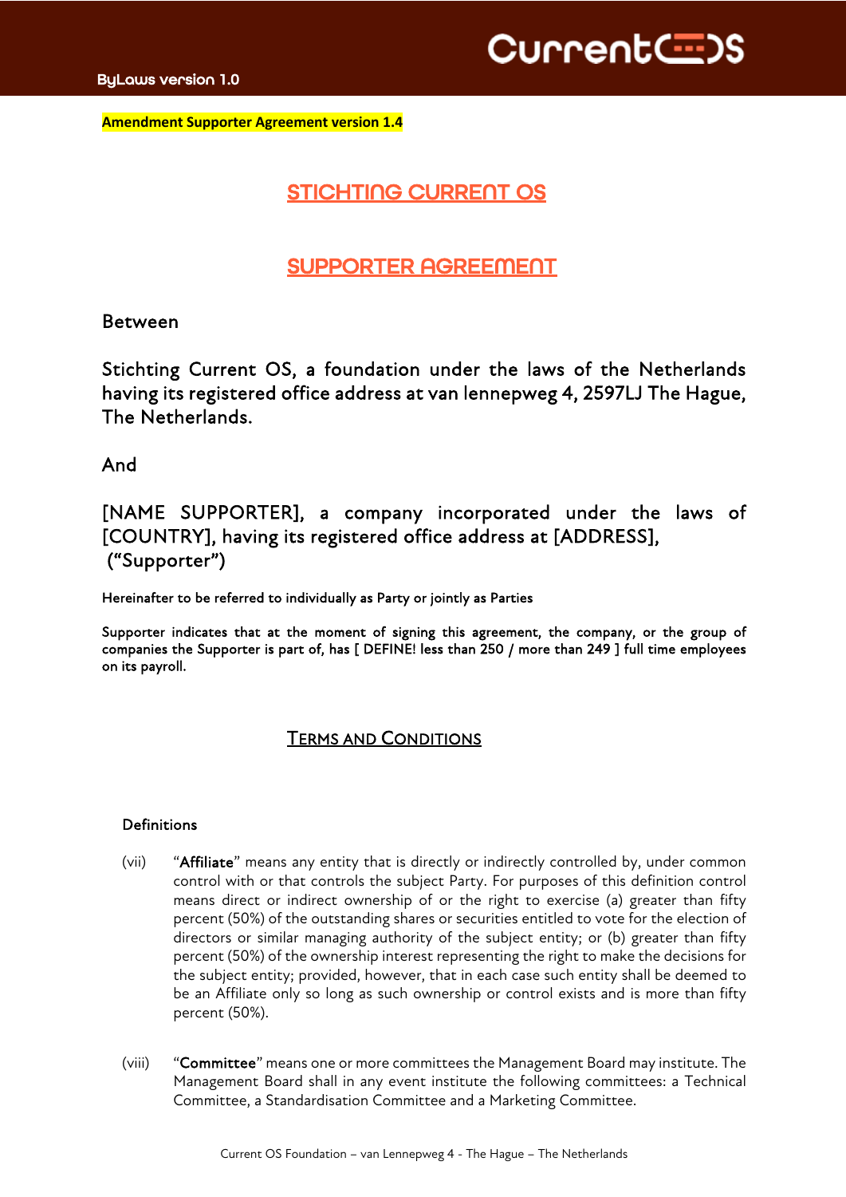**Amendment Supporter Agreement version 1.4**

# STICHTING CURRENT OS

# SUPPORTER AGREEMENT

Between

Stichting Current OS, a foundation under the laws of the Netherlands having its registered office address at van lennepweg 4, 2597LJ The Hague, The Netherlands.

And

[NAME SUPPORTER], a company incorporated under the laws of [COUNTRY], having its registered office address at [ADDRESS], (“Supporter”)

Hereinafter to be referred to individually as Party or jointly as Parties

Supporter indicates that at the moment of signing this agreement, the company, or the group of companies the Supporter is part of, has [ DEFINE! less than 250 / more than 249 ] full time employees on its payroll.

## TERMS AND CONDITIONS

### Definitions

(vii) “**Affiliate**” means any entity that is directly or indirectly controlled by, under common control with or that controls the subject Party. For purposes of this definition control means direct or indirect ownership of or the right to exercise (a) greater than fifty percent (50%) of the outstanding shares or securities entitled to vote for the election of directors or similar managing authority of the subject entity; or (b) greater than fifty percent (50%) of the ownership interest representing the right to make the decisions for the subject entity; provided, however, that in each case such entity shall be deemed to be an Affiliate only so long as such ownership or control exists and is more than fifty percent (50%).

(viii) “**Committee**” means one or more committees the Management Board may institute. The Management Board shall in any event institute the following committees: a Technical Committee, a Standardisation Committee and a Marketing Committee.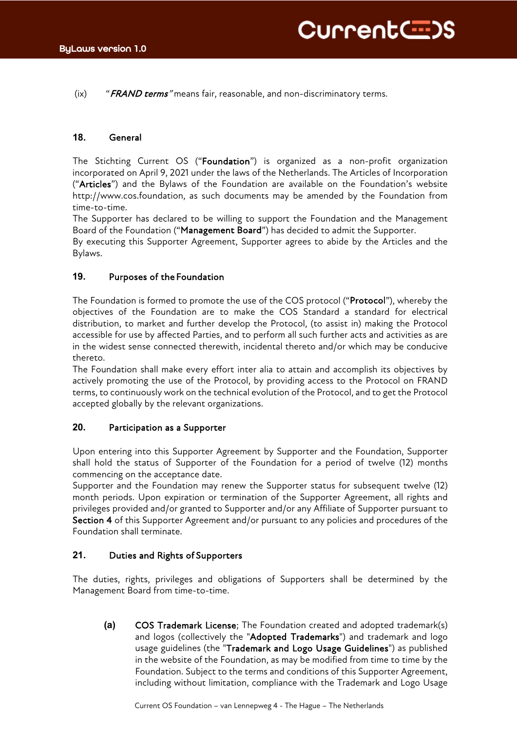(ix) "*FRAND terms*" means fair, reasonable, and non-discriminatory terms.

## 18. General

The Stichting Current OS ("**Foundation**") is organized as a non-profit organization incorporated on April 9, 2021 under the laws of the Netherlands. The Articles of Incorporation ("**Articles**") and the Bylaws of the Foundation are available on the Foundation's website http://www.cos.foundation, as such documents may be amended by the Foundation from time-to-time.

The Supporter has declared to be willing to support the Foundation and the Management Board of the Foundation ("**Management Board**") has decided to admit the Supporter.

By executing this Supporter Agreement, Supporter agrees to abide by the Articles and the Bylaws.

## 19. Purposes of the Foundation

The Foundation is formed to promote the use of the COS protocol ("**Protocol**"), whereby the objectives of the Foundation are to make the COS Standard a standard for electrical distribution, to market and further develop the Protocol, (to assist in) making the Protocol accessible for use by affected Parties, and to perform all such further acts and activities as are in the widest sense connected therewith, incidental thereto and/or which may be conducive thereto.

The Foundation shall make every effort inter alia to attain and accomplish its objectives by actively promoting the use of the Protocol, by providing access to the Protocol on FRAND terms, to continuously work on the technical evolution of the Protocol, and to get the Protocol accepted globally by the relevant organizations.

## 20. Participation as a Supporter

Upon entering into this Supporter Agreement by Supporter and the Foundation, Supporter shall hold the status of Supporter of the Foundation for a period of twelve (12) months commencing on the acceptance date.

Supporter and the Foundation may renew the Supporter status for subsequent twelve (12) month periods. Upon expiration or termination of the Supporter Agreement, all rights and privileges provided and/or granted to Supporter and/or any Affiliate of Supporter pursuant to **Section 4** of this Supporter Agreement and/or pursuant to any policies and procedures of the Foundation shall terminate.

## 21. Duties and Rights of Supporters

The duties, rights, privileges and obligations of Supporters shall be determined by the Management Board from time-to-time.

**(a)** **COS Trademark License**; The Foundation created and adopted trademark(s) and logos (collectively the "**Adopted Trademarks**") and trademark and logo usage guidelines (the "**Trademark and Logo Usage Guidelines**") as published in the website of the Foundation, as may be modified from time to time by the Foundation. Subject to the terms and conditions of this Supporter Agreement, including without limitation, compliance with the Trademark and Logo Usage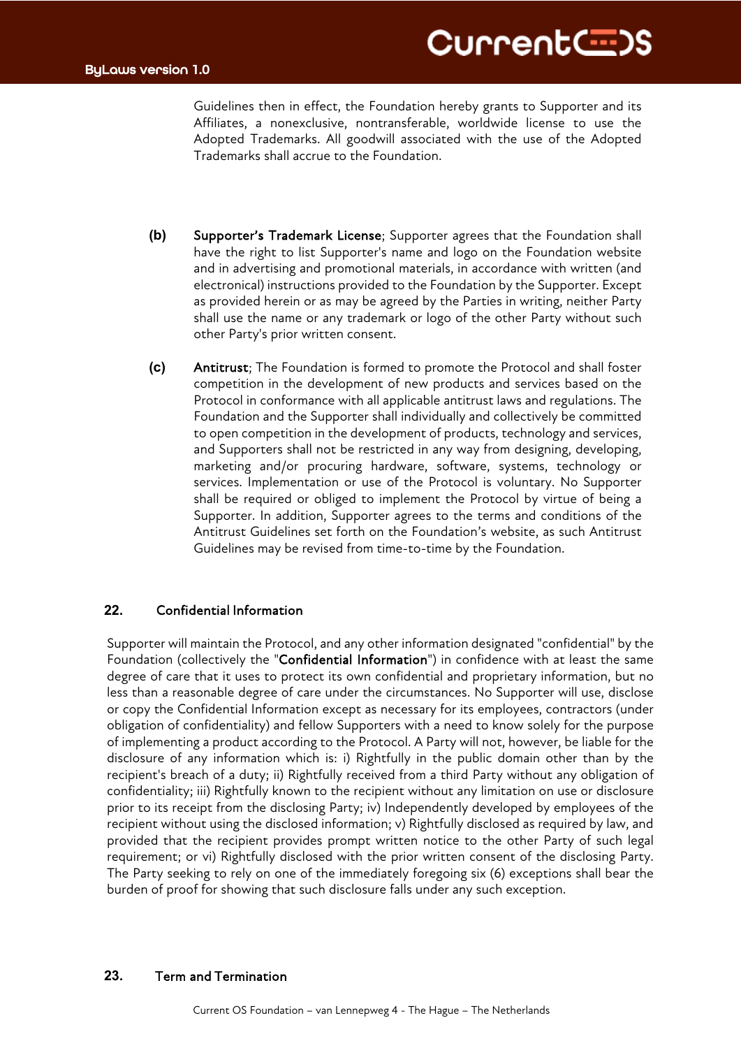Guidelines then in effect, the Foundation hereby grants to Supporter and its Affiliates, a nonexclusive, nontransferable, worldwide license to use the Adopted Trademarks. All goodwill associated with the use of the Adopted Trademarks shall accrue to the Foundation.

**(b)** **Supporter's Trademark License**; Supporter agrees that the Foundation shall have the right to list Supporter's name and logo on the Foundation website and in advertising and promotional materials, in accordance with written (and electronical) instructions provided to the Foundation by the Supporter. Except as provided herein or as may be agreed by the Parties in writing, neither Party shall use the name or any trademark or logo of the other Party without such other Party's prior written consent.

**(c)** **Antitrust**; The Foundation is formed to promote the Protocol and shall foster competition in the development of new products and services based on the Protocol in conformance with all applicable antitrust laws and regulations. The Foundation and the Supporter shall individually and collectively be committed to open competition in the development of products, technology and services, and Supporters shall not be restricted in any way from designing, developing, marketing and/or procuring hardware, software, systems, technology or services. Implementation or use of the Protocol is voluntary. No Supporter shall be required or obliged to implement the Protocol by virtue of being a Supporter. In addition, Supporter agrees to the terms and conditions of the Antitrust Guidelines set forth on the Foundation's website, as such Antitrust Guidelines may be revised from time-to-time by the Foundation.

## 22. Confidential Information

Supporter will maintain the Protocol, and any other information designated "confidential" by the Foundation (collectively the "**Confidential Information**") in confidence with at least the same degree of care that it uses to protect its own confidential and proprietary information, but no less than a reasonable degree of care under the circumstances. No Supporter will use, disclose or copy the Confidential Information except as necessary for its employees, contractors (under obligation of confidentiality) and fellow Supporters with a need to know solely for the purpose of implementing a product according to the Protocol. A Party will not, however, be liable for the disclosure of any information which is: i) Rightfully in the public domain other than by the recipient's breach of a duty; ii) Rightfully received from a third Party without any obligation of confidentiality; iii) Rightfully known to the recipient without any limitation on use or disclosure prior to its receipt from the disclosing Party; iv) Independently developed by employees of the recipient without using the disclosed information; v) Rightfully disclosed as required by law, and provided that the recipient provides prompt written notice to the other Party of such legal requirement; or vi) Rightfully disclosed with the prior written consent of the disclosing Party. The Party seeking to rely on one of the immediately foregoing six (6) exceptions shall bear the burden of proof for showing that such disclosure falls under any such exception.

## 23. Term and Termination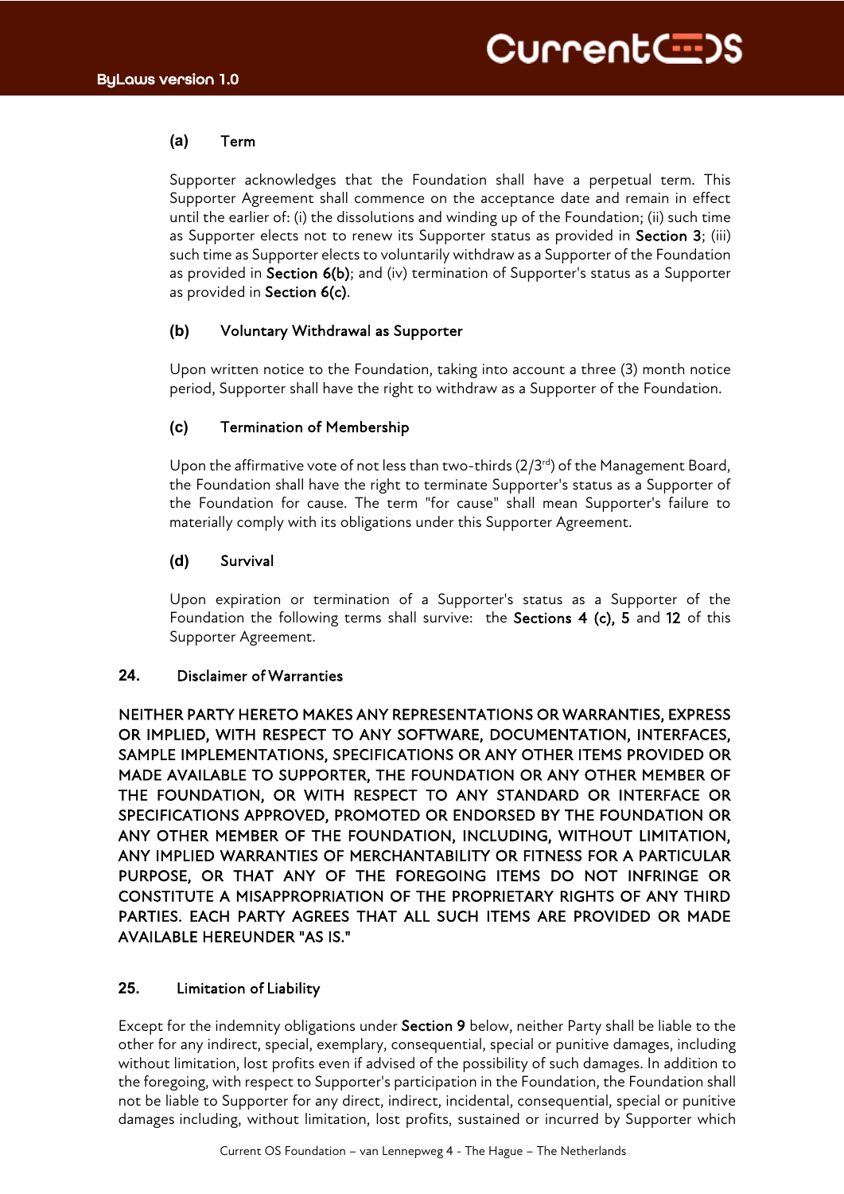#### (a) Term

Supporter acknowledges that the Foundation shall have a perpetual term. This Supporter Agreement shall commence on the acceptance date and remain in effect until the earlier of: (i) the dissolutions and winding up of the Foundation; (ii) such time as Supporter elects not to renew its Supporter status as provided in **Section 3**; (iii) such time as Supporter elects to voluntarily withdraw as a Supporter of the Foundation as provided in **Section 6(b)**; and (iv) termination of Supporter's status as a Supporter as provided in **Section 6(c)**.

#### (b) Voluntary Withdrawal as Supporter

Upon written notice to the Foundation, taking into account a three (3) month notice period, Supporter shall have the right to withdraw as a Supporter of the Foundation.

#### (c) Termination of Membership

Upon the affirmative vote of not less than two-thirds (2/3rd) of the Management Board, the Foundation shall have the right to terminate Supporter's status as a Supporter of the Foundation for cause. The term "for cause" shall mean Supporter's failure to materially comply with its obligations under this Supporter Agreement.

#### (d) Survival

Upon expiration or termination of a Supporter's status as a Supporter of the Foundation the following terms shall survive: the **Sections 4 (c), 5** and **12** of this Supporter Agreement.

### 24. Disclaimer of Warranties

NEITHER PARTY HERETO MAKES ANY REPRESENTATIONS OR WARRANTIES, EXPRESS OR IMPLIED, WITH RESPECT TO ANY SOFTWARE, DOCUMENTATION, INTERFACES, SAMPLE IMPLEMENTATIONS, SPECIFICATIONS OR ANY OTHER ITEMS PROVIDED OR MADE AVAILABLE TO SUPPORTER, THE FOUNDATION OR ANY OTHER MEMBER OF THE FOUNDATION, OR WITH RESPECT TO ANY STANDARD OR INTERFACE OR SPECIFICATIONS APPROVED, PROMOTED OR ENDORSED BY THE FOUNDATION OR ANY OTHER MEMBER OF THE FOUNDATION, INCLUDING, WITHOUT LIMITATION, ANY IMPLIED WARRANTIES OF MERCHANTABILITY OR FITNESS FOR A PARTICULAR PURPOSE, OR THAT ANY OF THE FOREGOING ITEMS DO NOT INFRINGE OR CONSTITUTE A MISAPPROPRIATION OF THE PROPRIETARY RIGHTS OF ANY THIRD PARTIES. EACH PARTY AGREES THAT ALL SUCH ITEMS ARE PROVIDED OR MADE AVAILABLE HEREUNDER "AS IS."

### 25. Limitation of Liability

Except for the indemnity obligations under **Section 9** below, neither Party shall be liable to the other for any indirect, special, exemplary, consequential, special or punitive damages, including without limitation, lost profits even if advised of the possibility of such damages. In addition to the foregoing, with respect to Supporter's participation in the Foundation, the Foundation shall not be liable to Supporter for any direct, indirect, incidental, consequential, special or punitive damages including, without limitation, lost profits, sustained or incurred by Supporter which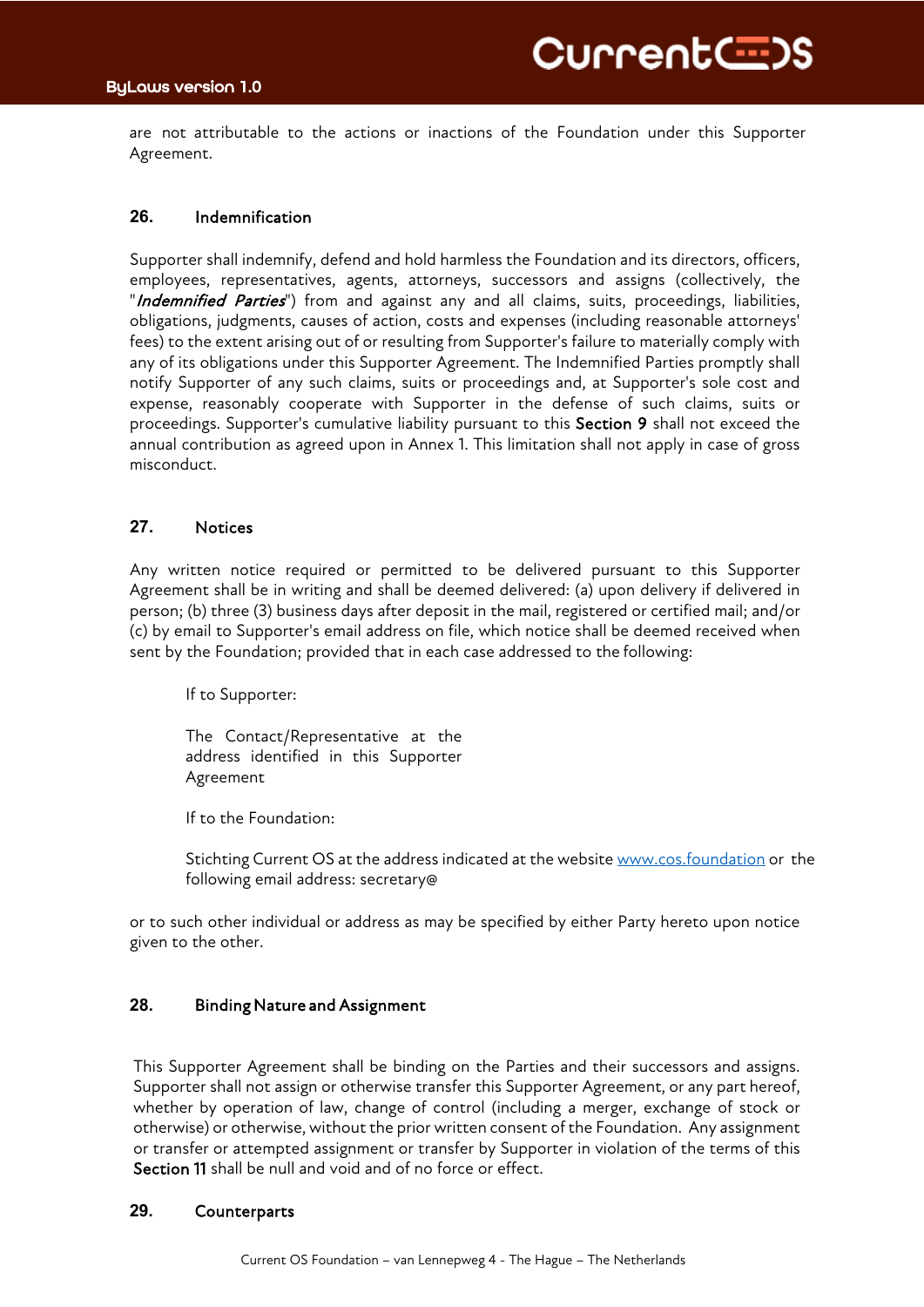are not attributable to the actions or inactions of the Foundation under this Supporter Agreement.

### 26. Indemnification

Supporter shall indemnify, defend and hold harmless the Foundation and its directors, officers, employees, representatives, agents, attorneys, successors and assigns (collectively, the "*Indemnified Parties*") from and against any and all claims, suits, proceedings, liabilities, obligations, judgments, causes of action, costs and expenses (including reasonable attorneys' fees) to the extent arising out of or resulting from Supporter's failure to materially comply with any of its obligations under this Supporter Agreement. The Indemnified Parties promptly shall notify Supporter of any such claims, suits or proceedings and, at Supporter's sole cost and expense, reasonably cooperate with Supporter in the defense of such claims, suits or proceedings. Supporter's cumulative liability pursuant to this **Section 9** shall not exceed the annual contribution as agreed upon in Annex 1. This limitation shall not apply in case of gross misconduct.

### 27. Notices

Any written notice required or permitted to be delivered pursuant to this Supporter Agreement shall be in writing and shall be deemed delivered: (a) upon delivery if delivered in person; (b) three (3) business days after deposit in the mail, registered or certified mail; and/or (c) by email to Supporter's email address on file, which notice shall be deemed received when sent by the Foundation; provided that in each case addressed to the following:

If to Supporter:

The Contact/Representative at the address identified in this Supporter Agreement

If to the Foundation:

Stichting Current OS at the address indicated at the website [www.cos.foundation](http://www.cos.foundation) or the following email address: secretary@

or to such other individual or address as may be specified by either Party hereto upon notice given to the other.

### 28. Binding Nature and Assignment

This Supporter Agreement shall be binding on the Parties and their successors and assigns. Supporter shall not assign or otherwise transfer this Supporter Agreement, or any part hereof, whether by operation of law, change of control (including a merger, exchange of stock or otherwise) or otherwise, without the prior written consent of the Foundation. Any assignment or transfer or attempted assignment or transfer by Supporter in violation of the terms of this **Section 11** shall be null and void and of no force or effect.

### 29. Counterparts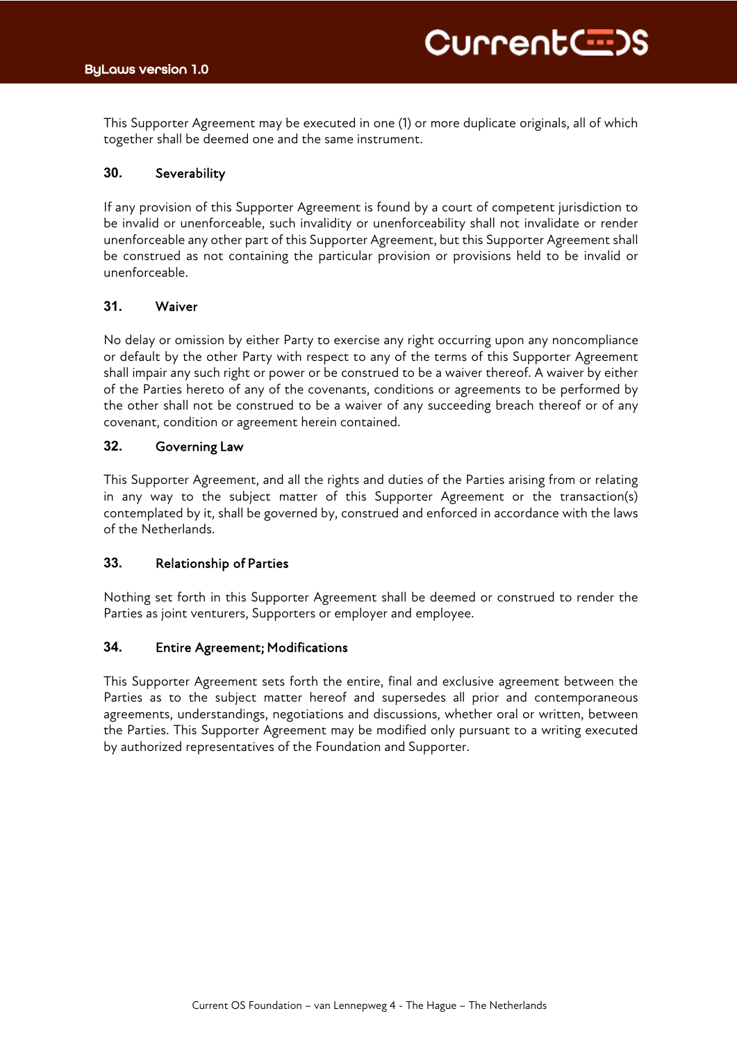This Supporter Agreement may be executed in one (1) or more duplicate originals, all of which together shall be deemed one and the same instrument.

## 30. Severability

If any provision of this Supporter Agreement is found by a court of competent jurisdiction to be invalid or unenforceable, such invalidity or unenforceability shall not invalidate or render unenforceable any other part of this Supporter Agreement, but this Supporter Agreement shall be construed as not containing the particular provision or provisions held to be invalid or unenforceable.

## 31. Waiver

No delay or omission by either Party to exercise any right occurring upon any noncompliance or default by the other Party with respect to any of the terms of this Supporter Agreement shall impair any such right or power or be construed to be a waiver thereof. A waiver by either of the Parties hereto of any of the covenants, conditions or agreements to be performed by the other shall not be construed to be a waiver of any succeeding breach thereof or of any covenant, condition or agreement herein contained.

## 32. Governing Law

This Supporter Agreement, and all the rights and duties of the Parties arising from or relating in any way to the subject matter of this Supporter Agreement or the transaction(s) contemplated by it, shall be governed by, construed and enforced in accordance with the laws of the Netherlands.

## 33. Relationship of Parties

Nothing set forth in this Supporter Agreement shall be deemed or construed to render the Parties as joint venturers, Supporters or employer and employee.

## 34. Entire Agreement; Modifications

This Supporter Agreement sets forth the entire, final and exclusive agreement between the Parties as to the subject matter hereof and supersedes all prior and contemporaneous agreements, understandings, negotiations and discussions, whether oral or written, between the Parties. This Supporter Agreement may be modified only pursuant to a writing executed by authorized representatives of the Foundation and Supporter.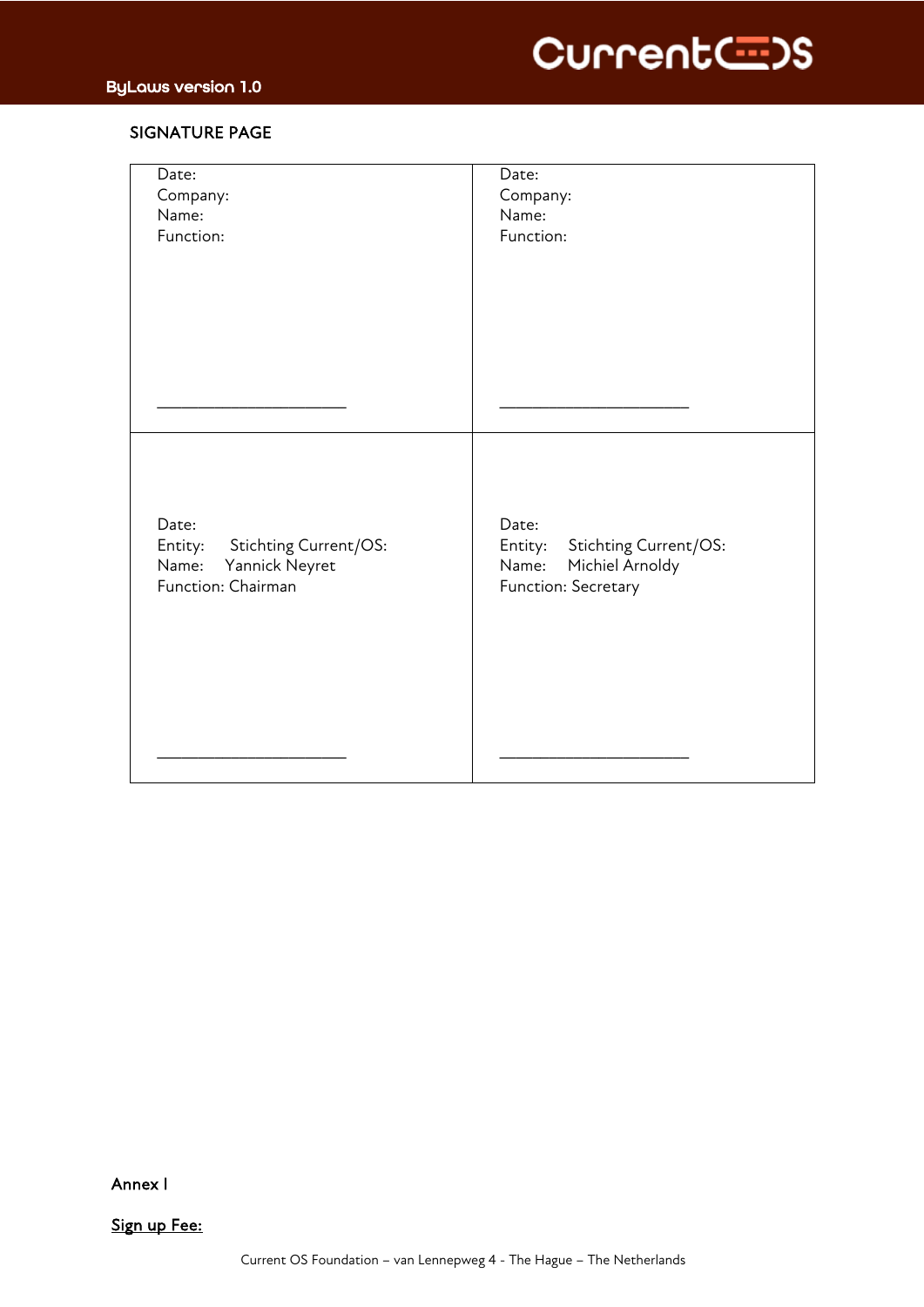## SIGNATURE PAGE

| | |
|---|---|
| Date:<br>Company:<br>Name:<br>Function:<br><br><br>\_\_\_\_\_\_\_\_\_\_\_\_\_\_\_\_\_\_\_\_\_\_\_ | Date:<br>Company:<br>Name:<br>Function:<br><br><br>\_\_\_\_\_\_\_\_\_\_\_\_\_\_\_\_\_\_\_\_\_\_\_ |
| Date:<br>Entity: Stichting Current/OS:<br>Name: Yannick Neyret<br>Function: Chairman<br><br><br>\_\_\_\_\_\_\_\_\_\_\_\_\_\_\_\_\_\_\_\_\_\_\_ | Date:<br>Entity: Stichting Current/OS:<br>Name: Michiel Arnoldy<br>Function: Secretary<br><br><br>\_\_\_\_\_\_\_\_\_\_\_\_\_\_\_\_\_\_\_\_\_\_\_ |

Annex I

<u>Sign up Fee:</u>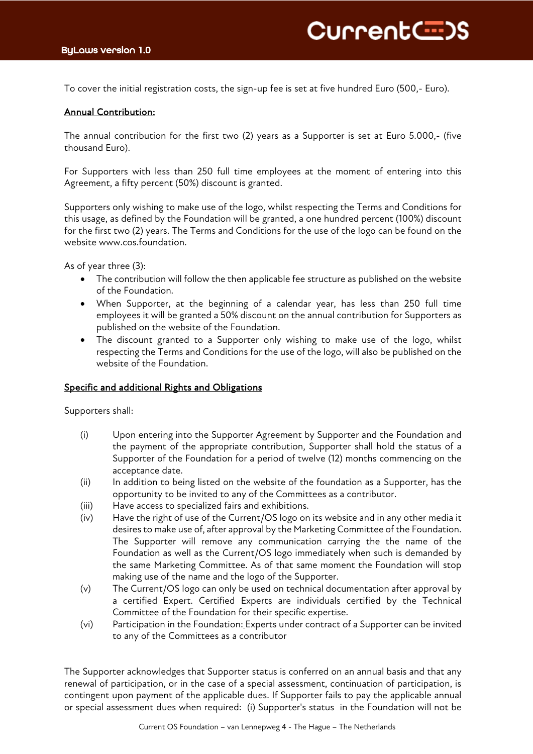To cover the initial registration costs, the sign-up fee is set at five hundred Euro (500,- Euro).

<u>Annual Contribution:</u>

The annual contribution for the first two (2) years as a Supporter is set at Euro 5.000,- (five thousand Euro).

For Supporters with less than 250 full time employees at the moment of entering into this Agreement, a fifty percent (50%) discount is granted.

Supporters only wishing to make use of the logo, whilst respecting the Terms and Conditions for this usage, as defined by the Foundation will be granted, a one hundred percent (100%) discount for the first two (2) years. The Terms and Conditions for the use of the logo can be found on the website www.cos.foundation.

As of year three (3):

- The contribution will follow the then applicable fee structure as published on the website of the Foundation.
- When Supporter, at the beginning of a calendar year, has less than 250 full time employees it will be granted a 50% discount on the annual contribution for Supporters as published on the website of the Foundation.
- The discount granted to a Supporter only wishing to make use of the logo, whilst respecting the Terms and Conditions for the use of the logo, will also be published on the website of the Foundation.

<u>Specific and additional Rights and Obligations</u>

Supporters shall:

(i) Upon entering into the Supporter Agreement by Supporter and the Foundation and the payment of the appropriate contribution, Supporter shall hold the status of a Supporter of the Foundation for a period of twelve (12) months commencing on the acceptance date.

(ii) In addition to being listed on the website of the foundation as a Supporter, has the opportunity to be invited to any of the Committees as a contributor.

(iii) Have access to specialized fairs and exhibitions.

(iv) Have the right of use of the Current/OS logo on its website and in any other media it desires to make use of, after approval by the Marketing Committee of the Foundation. The Supporter will remove any communication carrying the the name of the Foundation as well as the Current/OS logo immediately when such is demanded by the same Marketing Committee. As of that same moment the Foundation will stop making use of the name and the logo of the Supporter.

(v) The Current/OS logo can only be used on technical documentation after approval by a certified Expert. Certified Experts are individuals certified by the Technical Committee of the Foundation for their specific expertise.

(vi) Participation in the Foundation: Experts under contract of a Supporter can be invited to any of the Committees as a contributor

The Supporter acknowledges that Supporter status is conferred on an annual basis and that any renewal of participation, or in the case of a special assessment, continuation of participation, is contingent upon payment of the applicable dues. If Supporter fails to pay the applicable annual or special assessment dues when required: (i) Supporter's status in the Foundation will not be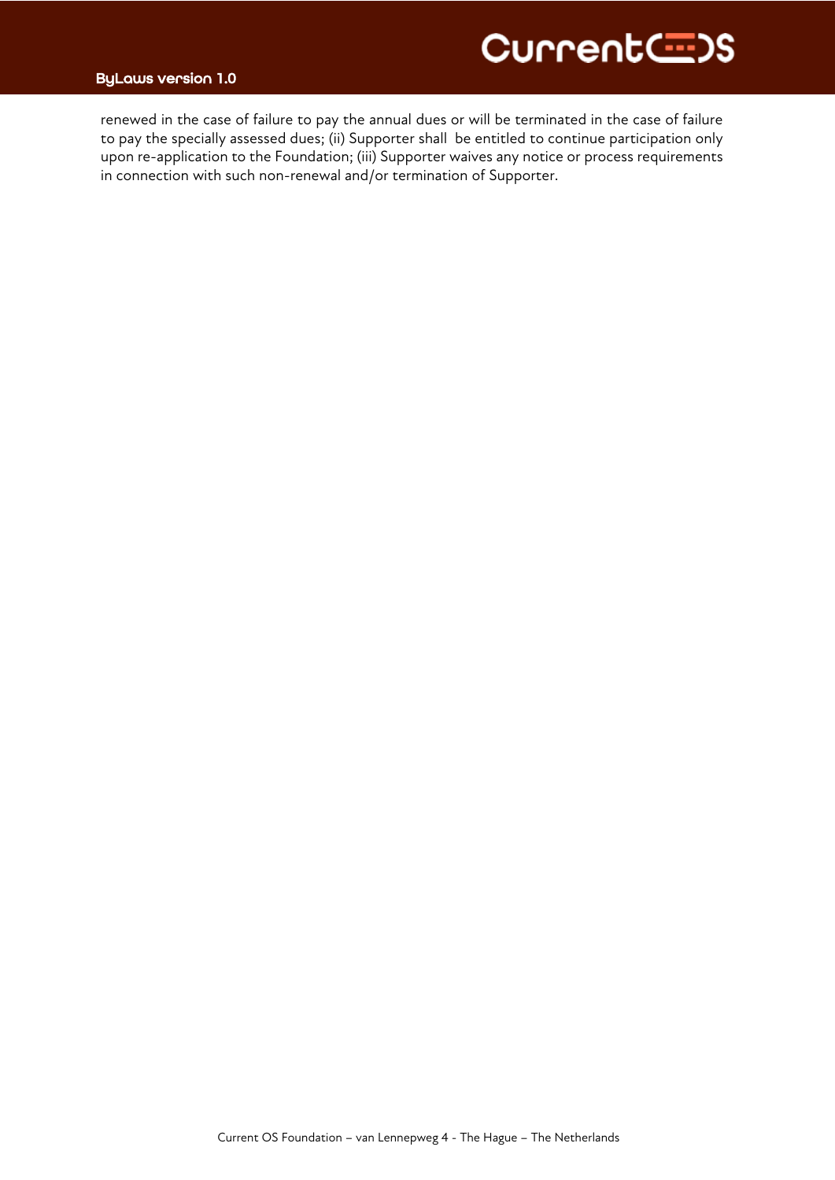renewed in the case of failure to pay the annual dues or will be terminated in the case of failure to pay the specially assessed dues; (ii) Supporter shall be entitled to continue participation only upon re-application to the Foundation; (iii) Supporter waives any notice or process requirements in connection with such non-renewal and/or termination of Supporter.